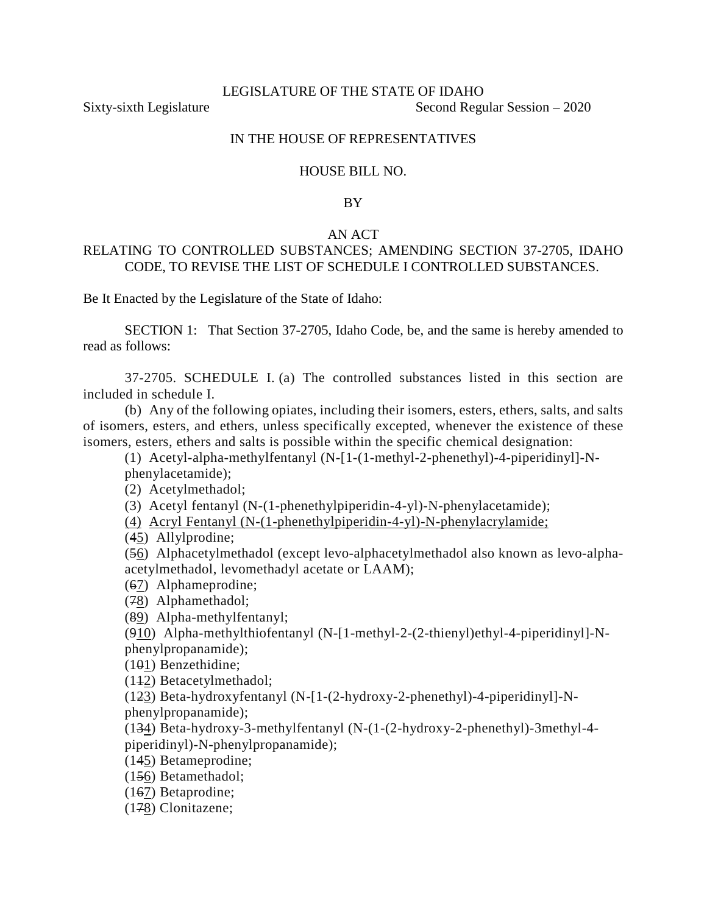LEGISLATURE OF THE STATE OF IDAHO

Sixty-sixth Legislature Second Regular Session – 2020

IN THE HOUSE OF REPRESENTATIVES

HOUSE BILL NO.

BY

AN ACT

RELATING TO CONTROLLED SUBSTANCES; AMENDING SECTION 37-2705, IDAHO CODE, TO REVISE THE LIST OF SCHEDULE I CONTROLLED SUBSTANCES.

Be It Enacted by the Legislature of the State of Idaho:

SECTION 1: That Section 37-2705, Idaho Code, be, and the same is hereby amended to read as follows:

37-2705. SCHEDULE I. (a) The controlled substances listed in this section are included in schedule I.

(b) Any of the following opiates, including their isomers, esters, ethers, salts, and salts of isomers, esters, and ethers, unless specifically excepted, whenever the existence of these isomers, esters, ethers and salts is possible within the specific chemical designation:

(1) Acetyl-alpha-methylfentanyl (N-[1-(1-methyl-2-phenethyl)-4-piperidinyl]-N-phenylacetamide);

(2) Acetylmethadol;

(3) Acetyl fentanyl (N-(1-phenethylpiperidin-4-yl)-N-phenylacetamide);

<u>(4) Acryl Fentanyl (N-(1-phenethylpiperidin-4-yl)-N-phenylacrylamide;</u>

(~~4~~<u>5</u>) Allylprodine;

(~~5~~<u>6</u>) Alphacetylmethadol (except levo-alphacetylmethadol also known as levo-alpha-acetylmethadol, levomethadyl acetate or LAAM);

(~~6~~<u>7</u>) Alphameprodine;

(~~7~~<u>8</u>) Alphamethadol;

(~~8~~<u>9</u>) Alpha-methylfentanyl;

(~~9~~<u>10</u>) Alpha-methylthiofentanyl (N-[1-methyl-2-(2-thienyl)ethyl-4-piperidinyl]-N-phenylpropanamide);

(1~~0~~<u>1</u>) Benzethidine;

(1~~1~~<u>2</u>) Betacetylmethadol;

(1~~2~~<u>3</u>) Beta-hydroxyfentanyl (N-[1-(2-hydroxy-2-phenethyl)-4-piperidinyl]-N-phenylpropanamide);

(1~~3~~<u>4</u>) Beta-hydroxy-3-methylfentanyl (N-(1-(2-hydroxy-2-phenethyl)-3methyl-4-piperidinyl)-N-phenylpropanamide);

(1~~4~~<u>5</u>) Betameprodine;

(1~~5~~<u>6</u>) Betamethadol;

(1~~6~~<u>7</u>) Betaprodine;

(1~~7~~<u>8</u>) Clonitazene;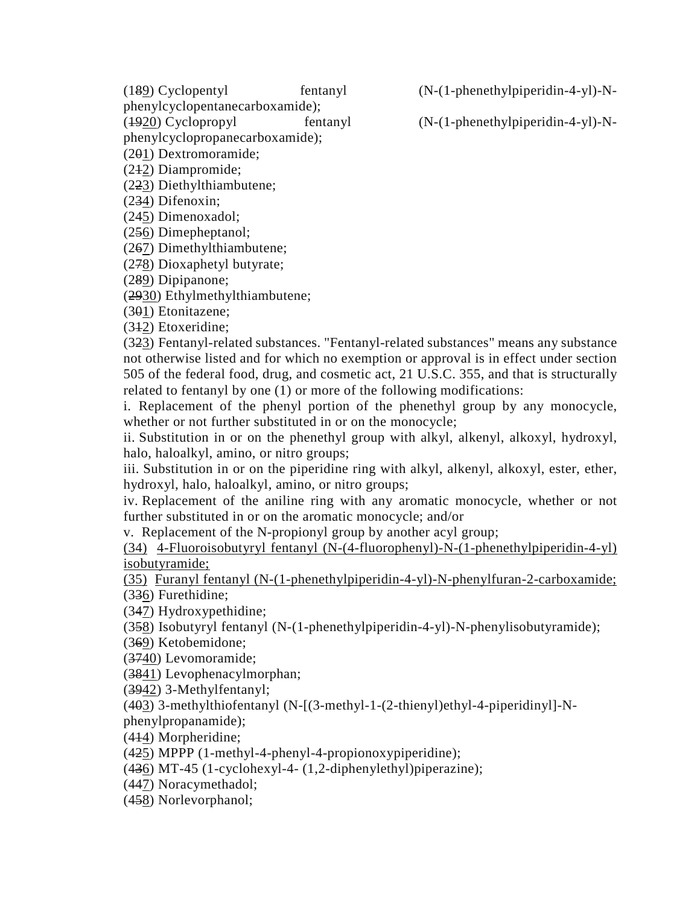(1~~8~~<u>9</u>) Cyclopentyl fentanyl (N-(1-phenethylpiperidin-4-yl)-N-phenylcyclopentanecarboxamide);

(~~19~~<u>20</u>) Cyclopropyl fentanyl (N-(1-phenethylpiperidin-4-yl)-N-phenylcyclopropanecarboxamide);

(2~~0~~<u>1</u>) Dextromoramide;

(2~~1~~<u>2</u>) Diampromide;

(2~~2~~<u>3</u>) Diethylthiambutene;

(2~~3~~<u>4</u>) Difenoxin;

(2~~4~~<u>5</u>) Dimenoxadol;

(2~~5~~<u>6</u>) Dimepheptanol;

(2~~6~~<u>7</u>) Dimethylthiambutene;

(2~~7~~<u>8</u>) Dioxaphetyl butyrate;

(2~~8~~<u>9</u>) Dipipanone;

(~~29~~<u>30</u>) Ethylmethylthiambutene;

(3~~0~~<u>1</u>) Etonitazene;

(3~~1~~<u>2</u>) Etoxeridine;

(3~~2~~<u>3</u>) Fentanyl-related substances. "Fentanyl-related substances" means any substance not otherwise listed and for which no exemption or approval is in effect under section 505 of the federal food, drug, and cosmetic act, 21 U.S.C. 355, and that is structurally related to fentanyl by one (1) or more of the following modifications:

i. Replacement of the phenyl portion of the phenethyl group by any monocycle, whether or not further substituted in or on the monocycle;

ii. Substitution in or on the phenethyl group with alkyl, alkenyl, alkoxyl, hydroxyl, halo, haloalkyl, amino, or nitro groups;

iii. Substitution in or on the piperidine ring with alkyl, alkenyl, alkoxyl, ester, ether, hydroxyl, halo, haloalkyl, amino, or nitro groups;

iv. Replacement of the aniline ring with any aromatic monocycle, whether or not further substituted in or on the aromatic monocycle; and/or

v. Replacement of the N-propionyl group by another acyl group;

<u>(34) 4-Fluoroisobutyryl fentanyl (N-(4-fluorophenyl)-N-(1-phenethylpiperidin-4-yl) isobutyramide;</u>

<u>(35) Furanyl fentanyl (N-(1-phenethylpiperidin-4-yl)-N-phenylfuran-2-carboxamide;</u>

(3~~3~~<u>6</u>) Furethidine;

(3~~4~~<u>7</u>) Hydroxypethidine;

(3~~5~~<u>8</u>) Isobutyryl fentanyl (N-(1-phenethylpiperidin-4-yl)-N-phenylisobutyramide);

(3~~6~~<u>9</u>) Ketobemidone;

(~~37~~<u>40</u>) Levomoramide;

(~~38~~<u>41</u>) Levophenacylmorphan;

(~~39~~<u>42</u>) 3-Methylfentanyl;

(4~~0~~<u>3</u>) 3-methylthiofentanyl (N-[(3-methyl-1-(2-thienyl)ethyl-4-piperidinyl]-N-phenylpropanamide);

(4~~1~~<u>4</u>) Morpheridine;

(4~~2~~<u>5</u>) MPPP (1-methyl-4-phenyl-4-propionoxypiperidine);

(4~~3~~<u>6</u>) MT-45 (1-cyclohexyl-4- (1,2-diphenylethyl)piperazine);

(4~~4~~<u>7</u>) Noracymethadol;

(4~~5~~<u>8</u>) Norlevorphanol;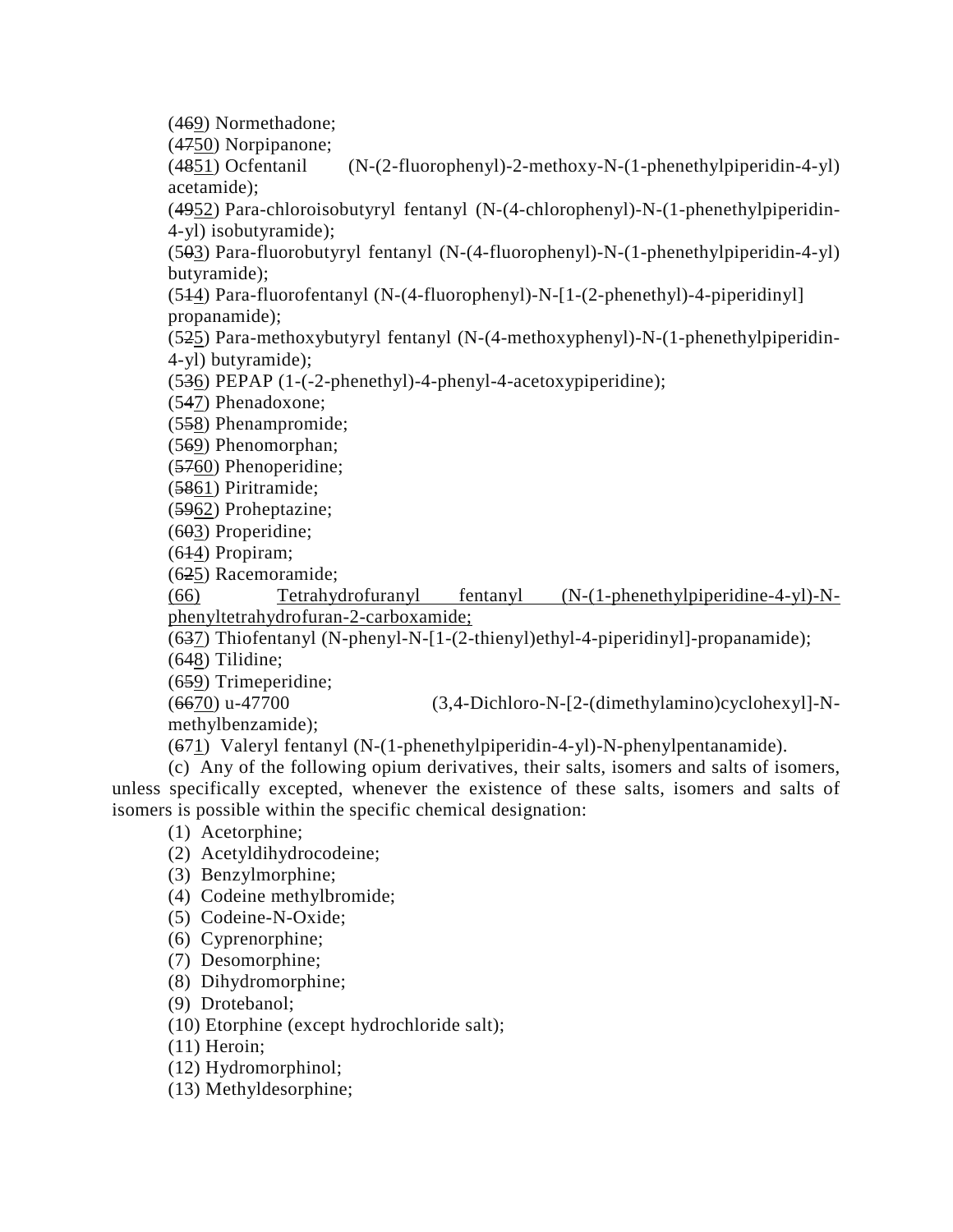(4~~6~~9) Normethadone;

(4~~7~~50) Norpipanone;

(4~~8~~51) Ocfentanil (N-(2-fluorophenyl)-2-methoxy-N-(1-phenethylpiperidin-4-yl) acetamide);

(4~~9~~52) Para-chloroisobutyryl fentanyl (N-(4-chlorophenyl)-N-(1-phenethylpiperidin-4-yl) isobutyramide);

(5~~0~~3) Para-fluorobutyryl fentanyl (N-(4-fluorophenyl)-N-(1-phenethylpiperidin-4-yl) butyramide);

(5~~1~~4) Para-fluorofentanyl (N-(4-fluorophenyl)-N-[1-(2-phenethyl)-4-piperidinyl] propanamide);

(5~~2~~5) Para-methoxybutyryl fentanyl (N-(4-methoxyphenyl)-N-(1-phenethylpiperidin-4-yl) butyramide);

(5~~3~~6) PEPAP (1-(-2-phenethyl)-4-phenyl-4-acetoxypiperidine);

(5~~4~~7) Phenadoxone;

(5~~5~~8) Phenampromide;

(5~~6~~9) Phenomorphan;

(~~57~~60) Phenoperidine;

(~~58~~61) Piritramide;

(~~59~~62) Proheptazine;

(6~~0~~3) Properidine;

(6~~1~~4) Propiram;

(6~~2~~5) Racemoramide;

(66) Tetrahydrofuranyl fentanyl (N-(1-phenethylpiperidine-4-yl)-N-phenyltetrahydrofuran-2-carboxamide;

(6~~3~~7) Thiofentanyl (N-phenyl-N-[1-(2-thienyl)ethyl-4-piperidinyl]-propanamide);

(6~~4~~8) Tilidine;

(6~~5~~9) Trimeperidine;

(~~66~~70) u-47700 (3,4-Dichloro-N-[2-(dimethylamino)cyclohexyl]-N-methylbenzamide);

(~~6~~71) Valeryl fentanyl (N-(1-phenethylpiperidin-4-yl)-N-phenylpentanamide).

(c) Any of the following opium derivatives, their salts, isomers and salts of isomers, unless specifically excepted, whenever the existence of these salts, isomers and salts of isomers is possible within the specific chemical designation:

(1) Acetorphine;

(2) Acetyldihydrocodeine;

(3) Benzylmorphine;

(4) Codeine methylbromide;

(5) Codeine-N-Oxide;

(6) Cyprenorphine;

(7) Desomorphine;

(8) Dihydromorphine;

(9) Drotebanol;

(10) Etorphine (except hydrochloride salt);

(11) Heroin;

(12) Hydromorphinol;

(13) Methyldesorphine;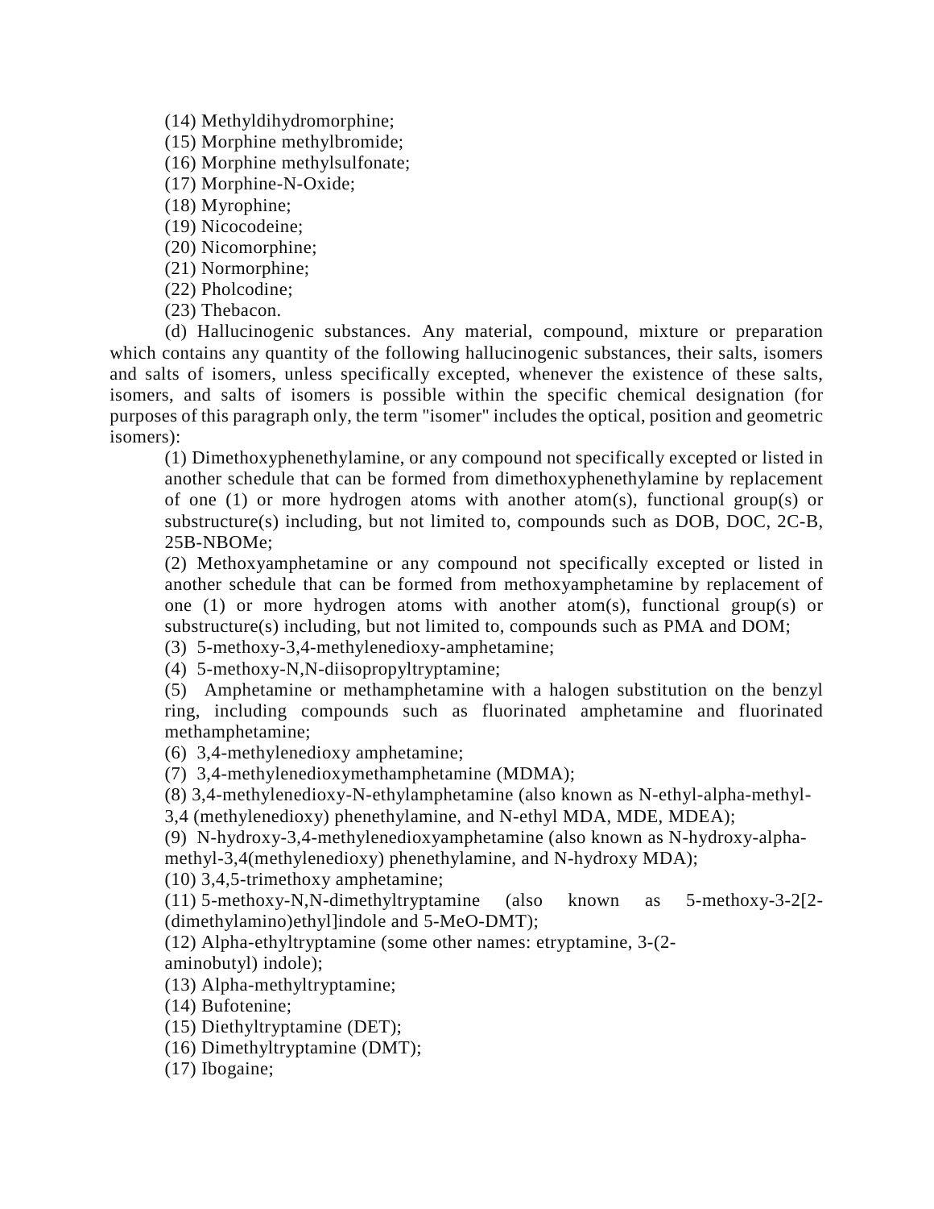(14) Methyldihydromorphine;
(15) Morphine methylbromide;
(16) Morphine methylsulfonate;
(17) Morphine-N-Oxide;
(18) Myrophine;
(19) Nicocodeine;
(20) Nicomorphine;
(21) Normorphine;
(22) Pholcodine;
(23) Thebacon.

(d) Hallucinogenic substances. Any material, compound, mixture or preparation which contains any quantity of the following hallucinogenic substances, their salts, isomers and salts of isomers, unless specifically excepted, whenever the existence of these salts, isomers, and salts of isomers is possible within the specific chemical designation (for purposes of this paragraph only, the term "isomer" includes the optical, position and geometric isomers):

(1) Dimethoxyphenethylamine, or any compound not specifically excepted or listed in another schedule that can be formed from dimethoxyphenethylamine by replacement of one (1) or more hydrogen atoms with another atom(s), functional group(s) or substructure(s) including, but not limited to, compounds such as DOB, DOC, 2C-B, 25B-NBOMe;

(2) Methoxyamphetamine or any compound not specifically excepted or listed in another schedule that can be formed from methoxyamphetamine by replacement of one (1) or more hydrogen atoms with another atom(s), functional group(s) or substructure(s) including, but not limited to, compounds such as PMA and DOM;

(3) 5-methoxy-3,4-methylenedioxy-amphetamine;

(4) 5-methoxy-N,N-diisopropyltryptamine;

(5) Amphetamine or methamphetamine with a halogen substitution on the benzyl ring, including compounds such as fluorinated amphetamine and fluorinated methamphetamine;

(6) 3,4-methylenedioxy amphetamine;

(7) 3,4-methylenedioxymethamphetamine (MDMA);

(8) 3,4-methylenedioxy-N-ethylamphetamine (also known as N-ethyl-alpha-methyl-3,4 (methylenedioxy) phenethylamine, and N-ethyl MDA, MDE, MDEA);

(9) N-hydroxy-3,4-methylenedioxyamphetamine (also known as N-hydroxy-alpha-methyl-3,4(methylenedioxy) phenethylamine, and N-hydroxy MDA);

(10) 3,4,5-trimethoxy amphetamine;

(11) 5-methoxy-N,N-dimethyltryptamine (also known as 5-methoxy-3-2[2-(dimethylamino)ethyl]indole and 5-MeO-DMT);

(12) Alpha-ethyltryptamine (some other names: etryptamine, 3-(2-aminobutyl) indole);

(13) Alpha-methyltryptamine;

(14) Bufotenine;

(15) Diethyltryptamine (DET);

(16) Dimethyltryptamine (DMT);

(17) Ibogaine;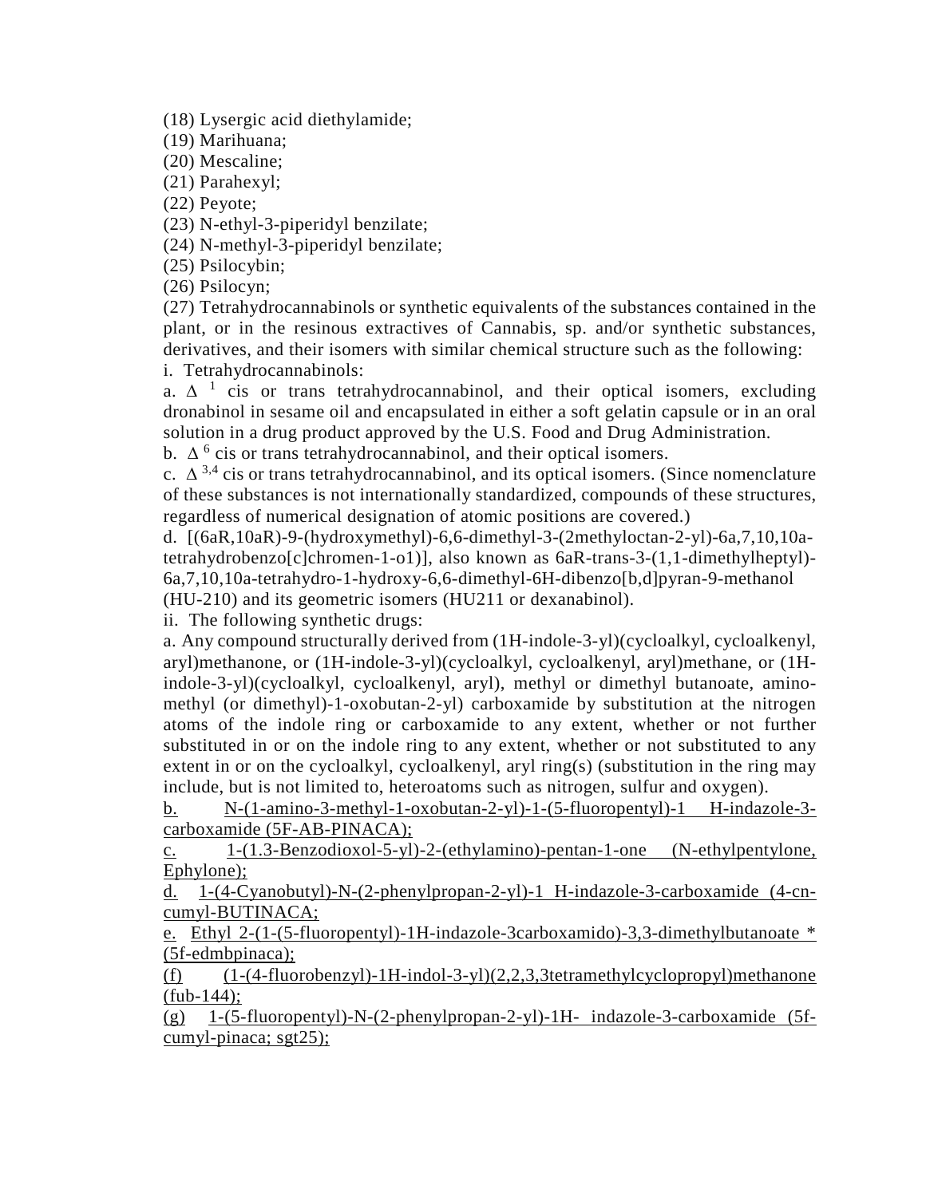(18) Lysergic acid diethylamide;

(19) Marihuana;

(20) Mescaline;

(21) Parahexyl;

(22) Peyote;

(23) N-ethyl-3-piperidyl benzilate;

(24) N-methyl-3-piperidyl benzilate;

(25) Psilocybin;

(26) Psilocyn;

(27) Tetrahydrocannabinols or synthetic equivalents of the substances contained in the plant, or in the resinous extractives of Cannabis, sp. and/or synthetic substances, derivatives, and their isomers with similar chemical structure such as the following:

i. Tetrahydrocannabinols:

a. $\Delta^{1}$ cis or trans tetrahydrocannabinol, and their optical isomers, excluding dronabinol in sesame oil and encapsulated in either a soft gelatin capsule or in an oral solution in a drug product approved by the U.S. Food and Drug Administration.

b. $\Delta^{6}$ cis or trans tetrahydrocannabinol, and their optical isomers.

c. $\Delta^{3,4}$ cis or trans tetrahydrocannabinol, and its optical isomers. (Since nomenclature of these substances is not internationally standardized, compounds of these structures, regardless of numerical designation of atomic positions are covered.)

d. [(6aR,10aR)-9-(hydroxymethyl)-6,6-dimethyl-3-(2methyloctan-2-yl)-6a,7,10,10a-tetrahydrobenzo[c]chromen-1-o1)], also known as 6aR-trans-3-(1,1-dimethylheptyl)-6a,7,10,10a-tetrahydro-1-hydroxy-6,6-dimethyl-6H-dibenzo[b,d]pyran-9-methanol (HU-210) and its geometric isomers (HU211 or dexanabinol).

ii. The following synthetic drugs:

a. Any compound structurally derived from (1H-indole-3-yl)(cycloalkyl, cycloalkenyl, aryl)methanone, or (1H-indole-3-yl)(cycloalkyl, cycloalkenyl, aryl)methane, or (1H-indole-3-yl)(cycloalkyl, cycloalkenyl, aryl), methyl or dimethyl butanoate, amino-methyl (or dimethyl)-1-oxobutan-2-yl) carboxamide by substitution at the nitrogen atoms of the indole ring or carboxamide to any extent, whether or not further substituted in or on the indole ring to any extent, whether or not substituted to any extent in or on the cycloalkyl, cycloalkenyl, aryl ring(s) (substitution in the ring may include, but is not limited to, heteroatoms such as nitrogen, sulfur and oxygen).

<u>b. N-(1-amino-3-methyl-1-oxobutan-2-yl)-1-(5-fluoropentyl)-1 H-indazole-3-carboxamide (5F-AB-PINACA);</u>

<u>c. 1-(1.3-Benzodioxol-5-yl)-2-(ethylamino)-pentan-1-one (N-ethylpentylone, Ephylone);</u>

<u>d. 1-(4-Cyanobutyl)-N-(2-phenylpropan-2-yl)-1 H-indazole-3-carboxamide (4-cn-cumyl-BUTINACA;</u>

<u>e. Ethyl 2-(1-(5-fluoropentyl)-1H-indazole-3carboxamido)-3,3-dimethylbutanoate * (5f-edmbpinaca);</u>

<u>(f) (1-(4-fluorobenzyl)-1H-indol-3-yl)(2,2,3,3tetramethylcyclopropyl)methanone (fub-144);</u>

<u>(g) 1-(5-fluoropentyl)-N-(2-phenylpropan-2-yl)-1H- indazole-3-carboxamide (5f-cumyl-pinaca; sgt25);</u>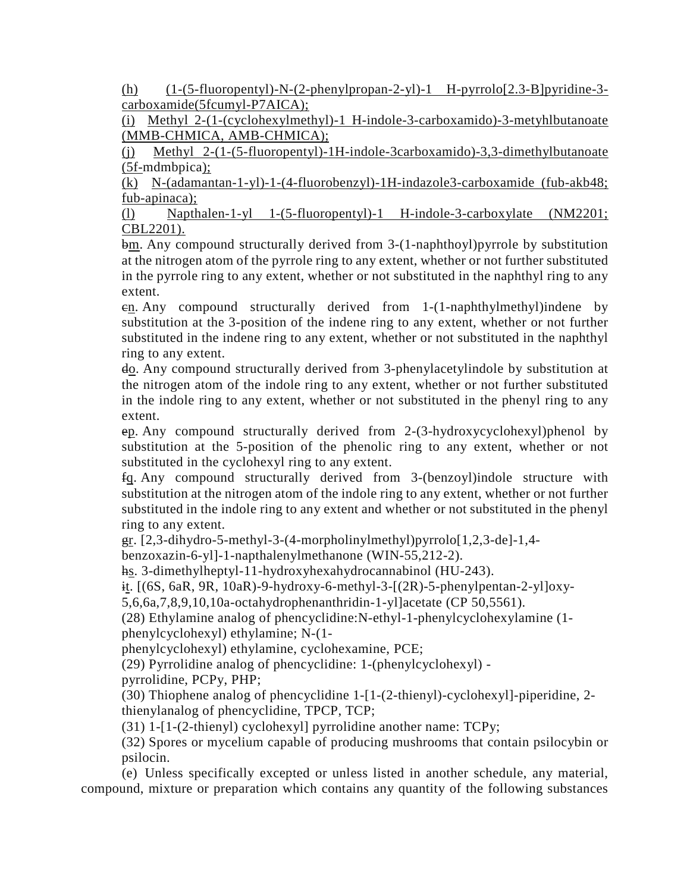(h) (1-(5-fluoropentyl)-N-(2-phenylpropan-2-yl)-1 H-pyrrolo[2.3-B]pyridine-3-carboxamide(5fcumyl-P7AICA);

(i) Methyl 2-(1-(cyclohexylmethyl)-1 H-indole-3-carboxamido)-3-metyhlbutanoate (MMB-CHMICA, AMB-CHMICA);

(j) Methyl 2-(1-(5-fluoropentyl)-1H-indole-3carboxamido)-3,3-dimethylbutanoate (5f-mdmbpica);

(k) N-(adamantan-1-yl)-1-(4-fluorobenzyl)-1H-indazole3-carboxamide (fub-akb48; fub-apinaca);

(l) Napthalen-1-yl 1-(5-fluoropentyl)-1 H-indole-3-carboxylate (NM2201; CBL2201).

~~b~~m. Any compound structurally derived from 3-(1-naphthoyl)pyrrole by substitution at the nitrogen atom of the pyrrole ring to any extent, whether or not further substituted in the pyrrole ring to any extent, whether or not substituted in the naphthyl ring to any extent.

~~c~~n. Any compound structurally derived from 1-(1-naphthylmethyl)indene by substitution at the 3-position of the indene ring to any extent, whether or not further substituted in the indene ring to any extent, whether or not substituted in the naphthyl ring to any extent.

~~d~~o. Any compound structurally derived from 3-phenylacetylindole by substitution at the nitrogen atom of the indole ring to any extent, whether or not further substituted in the indole ring to any extent, whether or not substituted in the phenyl ring to any extent.

~~e~~p. Any compound structurally derived from 2-(3-hydroxycyclohexyl)phenol by substitution at the 5-position of the phenolic ring to any extent, whether or not substituted in the cyclohexyl ring to any extent.

~~f~~q. Any compound structurally derived from 3-(benzoyl)indole structure with substitution at the nitrogen atom of the indole ring to any extent, whether or not further substituted in the indole ring to any extent and whether or not substituted in the phenyl ring to any extent.

~~g~~r. [2,3-dihydro-5-methyl-3-(4-morpholinylmethyl)pyrrolo[1,2,3-de]-1,4-benzoxazin-6-yl]-1-napthalenylmethanone (WIN-55,212-2).

~~h~~s. 3-dimethylheptyl-11-hydroxyhexahydrocannabinol (HU-243).

~~i~~t. [(6S, 6aR, 9R, 10aR)-9-hydroxy-6-methyl-3-[(2R)-5-phenylpentan-2-yl]oxy-5,6,6a,7,8,9,10,10a-octahydrophenanthridin-1-yl]acetate (CP 50,5561).

(28) Ethylamine analog of phencyclidine:N-ethyl-1-phenylcyclohexylamine (1-phenylcyclohexyl) ethylamine; N-(1-phenylcyclohexyl) ethylamine, cyclohexamine, PCE;

(29) Pyrrolidine analog of phencyclidine: 1-(phenylcyclohexyl) -pyrrolidine, PCPy, PHP;

(30) Thiophene analog of phencyclidine 1-[1-(2-thienyl)-cyclohexyl]-piperidine, 2-thienylanalog of phencyclidine, TPCP, TCP;

(31) 1-[1-(2-thienyl) cyclohexyl] pyrrolidine another name: TCPy;

(32) Spores or mycelium capable of producing mushrooms that contain psilocybin or psilocin.

(e) Unless specifically excepted or unless listed in another schedule, any material, compound, mixture or preparation which contains any quantity of the following substances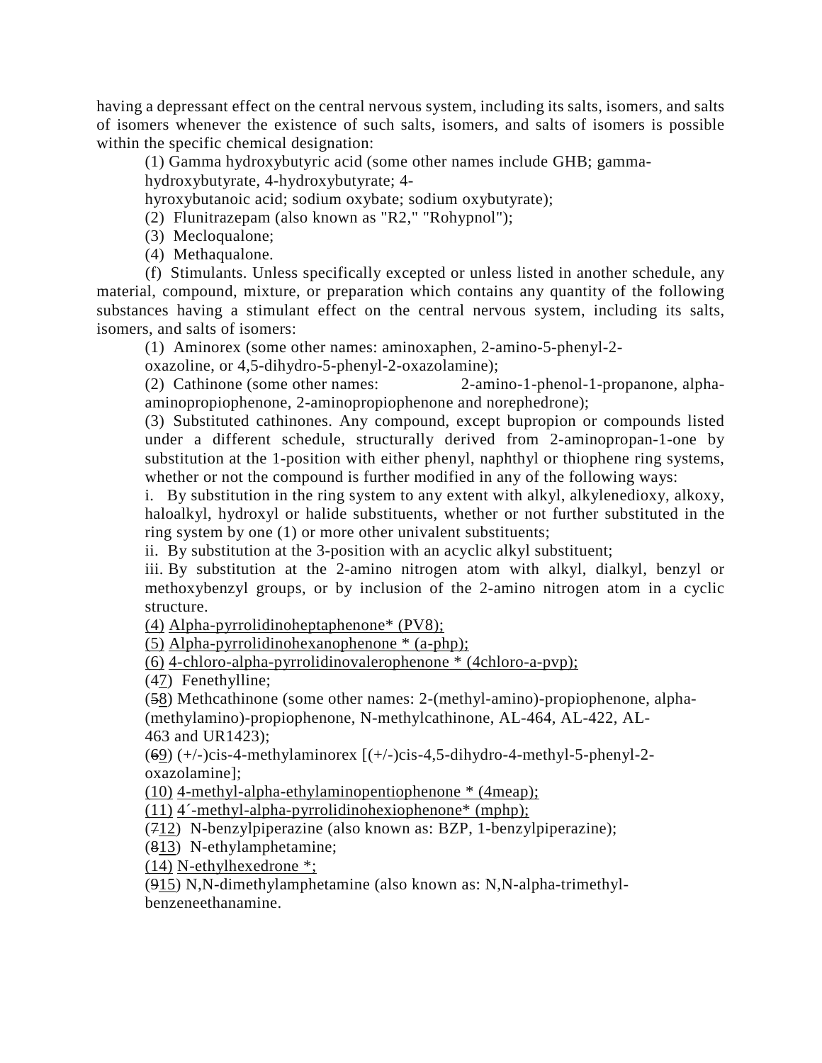having a depressant effect on the central nervous system, including its salts, isomers, and salts of isomers whenever the existence of such salts, isomers, and salts of isomers is possible within the specific chemical designation:

(1) Gamma hydroxybutyric acid (some other names include GHB; gamma-hydroxybutyrate, 4-hydroxybutyrate; 4-hyroxybutanoic acid; sodium oxybate; sodium oxybutyrate);

(2) Flunitrazepam (also known as "R2," "Rohypnol");

(3) Mecloqualone;

(4) Methaqualone.

(f) Stimulants. Unless specifically excepted or unless listed in another schedule, any material, compound, mixture, or preparation which contains any quantity of the following substances having a stimulant effect on the central nervous system, including its salts, isomers, and salts of isomers:

(1) Aminorex (some other names: aminoxaphen, 2-amino-5-phenyl-2-oxazoline, or 4,5-dihydro-5-phenyl-2-oxazolamine);

(2) Cathinone (some other names: 2-amino-1-phenol-1-propanone, alpha-aminopropiophenone, 2-aminopropiophenone and norephedrone);

(3) Substituted cathinones. Any compound, except bupropion or compounds listed under a different schedule, structurally derived from 2-aminopropan-1-one by substitution at the 1-position with either phenyl, naphthyl or thiophene ring systems, whether or not the compound is further modified in any of the following ways:

i. By substitution in the ring system to any extent with alkyl, alkylenedioxy, alkoxy, haloalkyl, hydroxyl or halide substituents, whether or not further substituted in the ring system by one (1) or more other univalent substituents;

ii. By substitution at the 3-position with an acyclic alkyl substituent;

iii. By substitution at the 2-amino nitrogen atom with alkyl, dialkyl, benzyl or methoxybenzyl groups, or by inclusion of the 2-amino nitrogen atom in a cyclic structure.

<u>(4) Alpha-pyrrolidinoheptaphenone* (PV8);</u>

<u>(5) Alpha-pyrrolidinohexanophenone * (a-php);</u>

<u>(6) 4-chloro-alpha-pyrrolidinovalerophenone * (4chloro-a-pvp);</u>

(~~4~~<u>7</u>) Fenethylline;

(~~5~~<u>8</u>) Methcathinone (some other names: 2-(methyl-amino)-propiophenone, alpha-(methylamino)-propiophenone, N-methylcathinone, AL-464, AL-422, AL-463 and UR1423);

(~~6~~<u>9</u>) (+/-)cis-4-methylaminorex [(+/-)cis-4,5-dihydro-4-methyl-5-phenyl-2-oxazolamine];

<u>(10) 4-methyl-alpha-ethylaminopentiophenone * (4meap);</u>

<u>(11) 4´-methyl-alpha-pyrrolidinohexiophenone* (mphp);</u>

(~~7~~<u>12</u>) N-benzylpiperazine (also known as: BZP, 1-benzylpiperazine);

(~~8~~<u>13</u>) N-ethylamphetamine;

<u>(14) N-ethylhexedrone *;</u>

(~~9~~<u>15</u>) N,N-dimethylamphetamine (also known as: N,N-alpha-trimethyl-benzeneethanamine.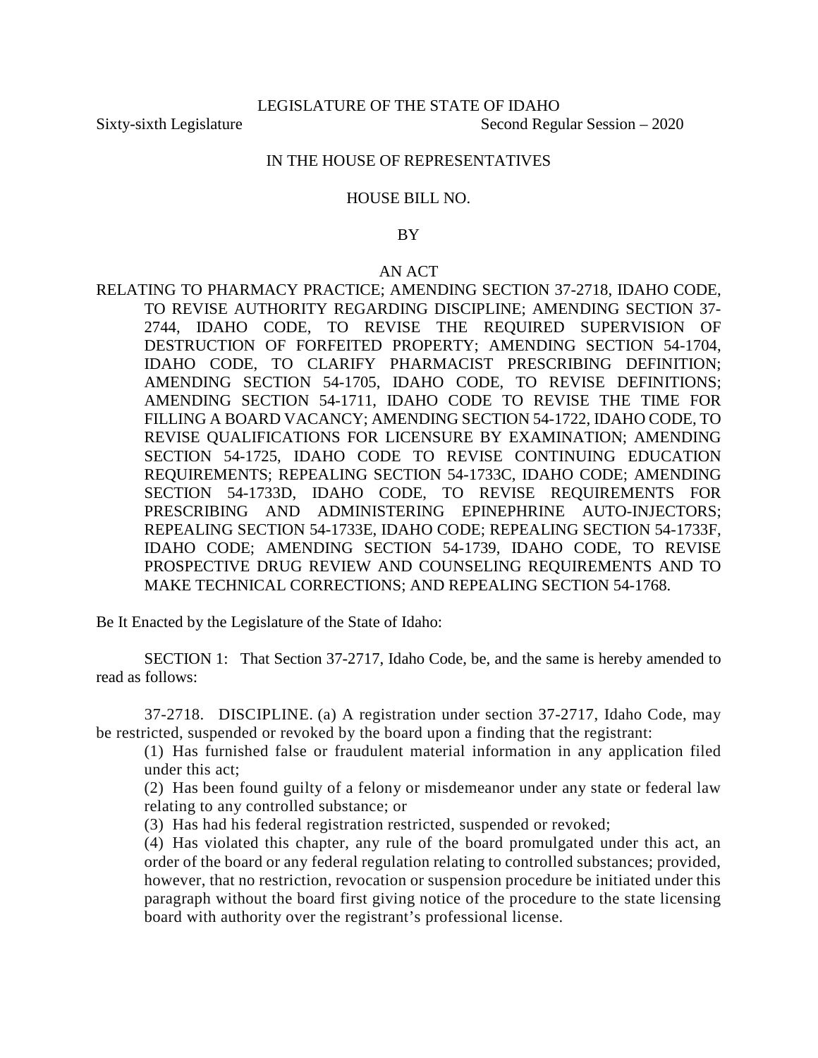LEGISLATURE OF THE STATE OF IDAHO

Sixty-sixth Legislature Second Regular Session – 2020

IN THE HOUSE OF REPRESENTATIVES

HOUSE BILL NO.

BY

AN ACT

RELATING TO PHARMACY PRACTICE; AMENDING SECTION 37-2718, IDAHO CODE, TO REVISE AUTHORITY REGARDING DISCIPLINE; AMENDING SECTION 37-2744, IDAHO CODE, TO REVISE THE REQUIRED SUPERVISION OF DESTRUCTION OF FORFEITED PROPERTY; AMENDING SECTION 54-1704, IDAHO CODE, TO CLARIFY PHARMACIST PRESCRIBING DEFINITION; AMENDING SECTION 54-1705, IDAHO CODE, TO REVISE DEFINITIONS; AMENDING SECTION 54-1711, IDAHO CODE TO REVISE THE TIME FOR FILLING A BOARD VACANCY; AMENDING SECTION 54-1722, IDAHO CODE, TO REVISE QUALIFICATIONS FOR LICENSURE BY EXAMINATION; AMENDING SECTION 54-1725, IDAHO CODE TO REVISE CONTINUING EDUCATION REQUIREMENTS; REPEALING SECTION 54-1733C, IDAHO CODE; AMENDING SECTION 54-1733D, IDAHO CODE, TO REVISE REQUIREMENTS FOR PRESCRIBING AND ADMINISTERING EPINEPHRINE AUTO-INJECTORS; REPEALING SECTION 54-1733E, IDAHO CODE; REPEALING SECTION 54-1733F, IDAHO CODE; AMENDING SECTION 54-1739, IDAHO CODE, TO REVISE PROSPECTIVE DRUG REVIEW AND COUNSELING REQUIREMENTS AND TO MAKE TECHNICAL CORRECTIONS; AND REPEALING SECTION 54-1768.

Be It Enacted by the Legislature of the State of Idaho:

SECTION 1: That Section 37-2717, Idaho Code, be, and the same is hereby amended to read as follows:

37-2718. DISCIPLINE. (a) A registration under section 37-2717, Idaho Code, may be restricted, suspended or revoked by the board upon a finding that the registrant:

(1) Has furnished false or fraudulent material information in any application filed under this act;

(2) Has been found guilty of a felony or misdemeanor under any state or federal law relating to any controlled substance; or

(3) Has had his federal registration restricted, suspended or revoked;

(4) Has violated this chapter, any rule of the board promulgated under this act, an order of the board or any federal regulation relating to controlled substances; provided, however, that no restriction, revocation or suspension procedure be initiated under this paragraph without the board first giving notice of the procedure to the state licensing board with authority over the registrant's professional license.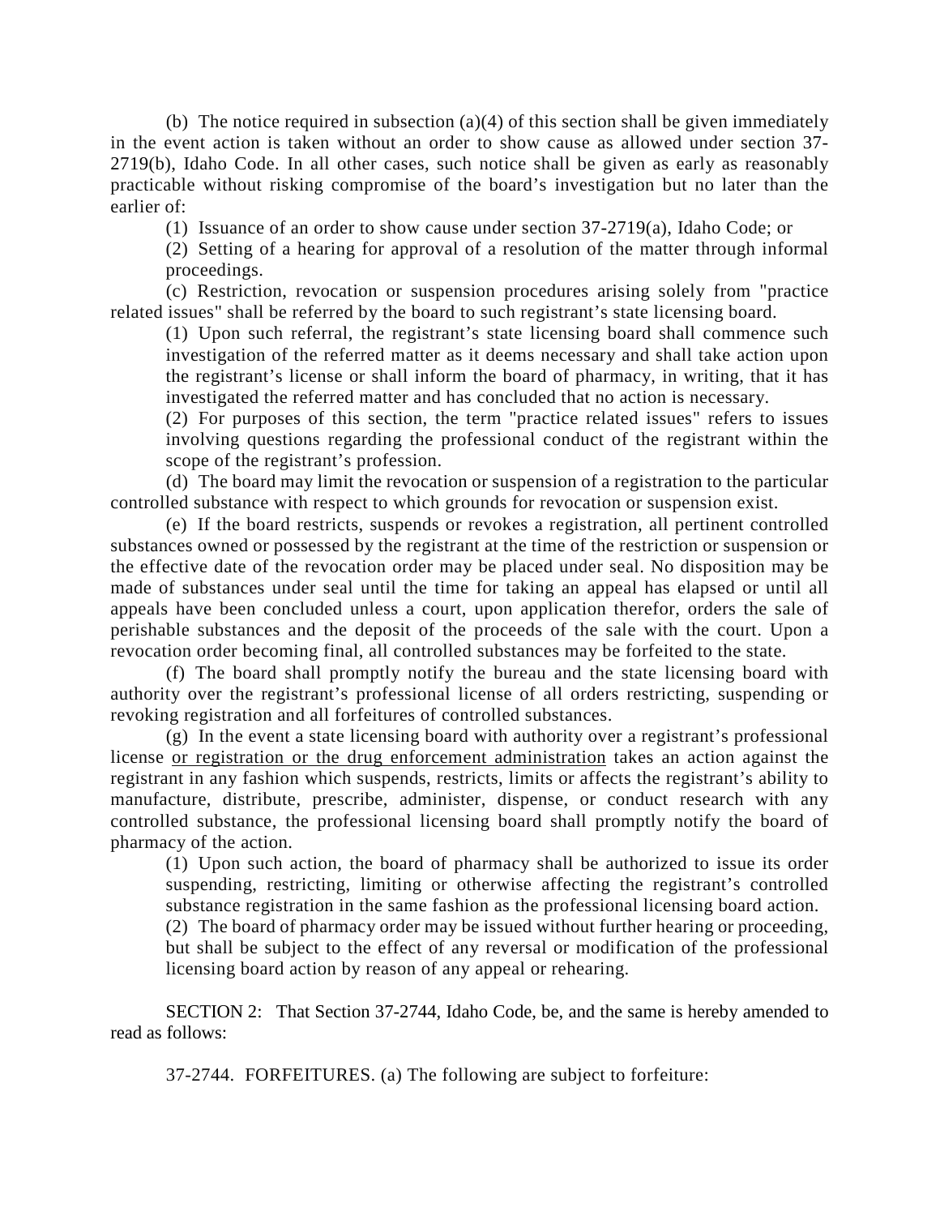(b) The notice required in subsection (a)(4) of this section shall be given immediately in the event action is taken without an order to show cause as allowed under section 37-2719(b), Idaho Code. In all other cases, such notice shall be given as early as reasonably practicable without risking compromise of the board's investigation but no later than the earlier of:

(1) Issuance of an order to show cause under section 37-2719(a), Idaho Code; or

(2) Setting of a hearing for approval of a resolution of the matter through informal proceedings.

(c) Restriction, revocation or suspension procedures arising solely from "practice related issues" shall be referred by the board to such registrant's state licensing board.

(1) Upon such referral, the registrant's state licensing board shall commence such investigation of the referred matter as it deems necessary and shall take action upon the registrant's license or shall inform the board of pharmacy, in writing, that it has investigated the referred matter and has concluded that no action is necessary.

(2) For purposes of this section, the term "practice related issues" refers to issues involving questions regarding the professional conduct of the registrant within the scope of the registrant's profession.

(d) The board may limit the revocation or suspension of a registration to the particular controlled substance with respect to which grounds for revocation or suspension exist.

(e) If the board restricts, suspends or revokes a registration, all pertinent controlled substances owned or possessed by the registrant at the time of the restriction or suspension or the effective date of the revocation order may be placed under seal. No disposition may be made of substances under seal until the time for taking an appeal has elapsed or until all appeals have been concluded unless a court, upon application therefor, orders the sale of perishable substances and the deposit of the proceeds of the sale with the court. Upon a revocation order becoming final, all controlled substances may be forfeited to the state.

(f) The board shall promptly notify the bureau and the state licensing board with authority over the registrant's professional license of all orders restricting, suspending or revoking registration and all forfeitures of controlled substances.

(g) In the event a state licensing board with authority over a registrant's professional license <u>or registration or the drug enforcement administration</u> takes an action against the registrant in any fashion which suspends, restricts, limits or affects the registrant's ability to manufacture, distribute, prescribe, administer, dispense, or conduct research with any controlled substance, the professional licensing board shall promptly notify the board of pharmacy of the action.

(1) Upon such action, the board of pharmacy shall be authorized to issue its order suspending, restricting, limiting or otherwise affecting the registrant's controlled substance registration in the same fashion as the professional licensing board action.

(2) The board of pharmacy order may be issued without further hearing or proceeding, but shall be subject to the effect of any reversal or modification of the professional licensing board action by reason of any appeal or rehearing.

SECTION 2: That Section 37-2744, Idaho Code, be, and the same is hereby amended to read as follows:

37-2744. FORFEITURES. (a) The following are subject to forfeiture: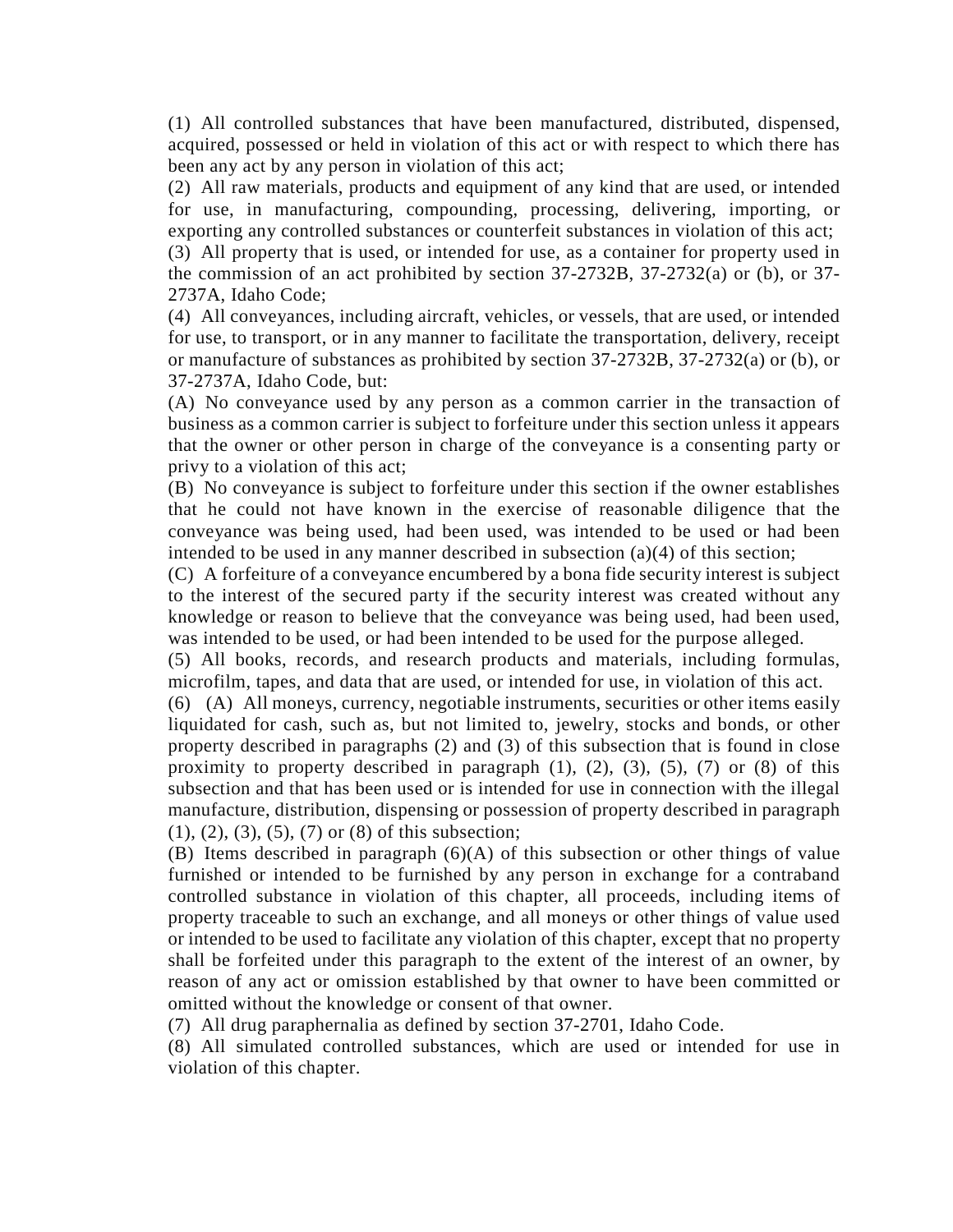(1) All controlled substances that have been manufactured, distributed, dispensed, acquired, possessed or held in violation of this act or with respect to which there has been any act by any person in violation of this act;

(2) All raw materials, products and equipment of any kind that are used, or intended for use, in manufacturing, compounding, processing, delivering, importing, or exporting any controlled substances or counterfeit substances in violation of this act;

(3) All property that is used, or intended for use, as a container for property used in the commission of an act prohibited by section 37-2732B, 37-2732(a) or (b), or 37-2737A, Idaho Code;

(4) All conveyances, including aircraft, vehicles, or vessels, that are used, or intended for use, to transport, or in any manner to facilitate the transportation, delivery, receipt or manufacture of substances as prohibited by section 37-2732B, 37-2732(a) or (b), or 37-2737A, Idaho Code, but:

(A) No conveyance used by any person as a common carrier in the transaction of business as a common carrier is subject to forfeiture under this section unless it appears that the owner or other person in charge of the conveyance is a consenting party or privy to a violation of this act;

(B) No conveyance is subject to forfeiture under this section if the owner establishes that he could not have known in the exercise of reasonable diligence that the conveyance was being used, had been used, was intended to be used or had been intended to be used in any manner described in subsection (a)(4) of this section;

(C) A forfeiture of a conveyance encumbered by a bona fide security interest is subject to the interest of the secured party if the security interest was created without any knowledge or reason to believe that the conveyance was being used, had been used, was intended to be used, or had been intended to be used for the purpose alleged.

(5) All books, records, and research products and materials, including formulas, microfilm, tapes, and data that are used, or intended for use, in violation of this act.

(6) (A) All moneys, currency, negotiable instruments, securities or other items easily liquidated for cash, such as, but not limited to, jewelry, stocks and bonds, or other property described in paragraphs (2) and (3) of this subsection that is found in close proximity to property described in paragraph (1), (2), (3), (5), (7) or (8) of this subsection and that has been used or is intended for use in connection with the illegal manufacture, distribution, dispensing or possession of property described in paragraph (1), (2), (3), (5), (7) or (8) of this subsection;

(B) Items described in paragraph (6)(A) of this subsection or other things of value furnished or intended to be furnished by any person in exchange for a contraband controlled substance in violation of this chapter, all proceeds, including items of property traceable to such an exchange, and all moneys or other things of value used or intended to be used to facilitate any violation of this chapter, except that no property shall be forfeited under this paragraph to the extent of the interest of an owner, by reason of any act or omission established by that owner to have been committed or omitted without the knowledge or consent of that owner.

(7) All drug paraphernalia as defined by section 37-2701, Idaho Code.

(8) All simulated controlled substances, which are used or intended for use in violation of this chapter.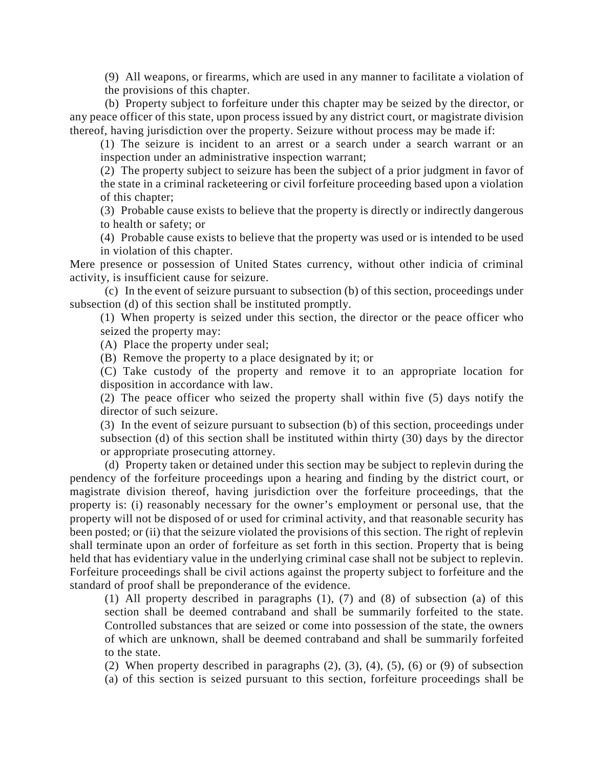(9) All weapons, or firearms, which are used in any manner to facilitate a violation of the provisions of this chapter.

(b) Property subject to forfeiture under this chapter may be seized by the director, or any peace officer of this state, upon process issued by any district court, or magistrate division thereof, having jurisdiction over the property. Seizure without process may be made if:

(1) The seizure is incident to an arrest or a search under a search warrant or an inspection under an administrative inspection warrant;

(2) The property subject to seizure has been the subject of a prior judgment in favor of the state in a criminal racketeering or civil forfeiture proceeding based upon a violation of this chapter;

(3) Probable cause exists to believe that the property is directly or indirectly dangerous to health or safety; or

(4) Probable cause exists to believe that the property was used or is intended to be used in violation of this chapter.

Mere presence or possession of United States currency, without other indicia of criminal activity, is insufficient cause for seizure.

(c) In the event of seizure pursuant to subsection (b) of this section, proceedings under subsection (d) of this section shall be instituted promptly.

(1) When property is seized under this section, the director or the peace officer who seized the property may:

(A) Place the property under seal;

(B) Remove the property to a place designated by it; or

(C) Take custody of the property and remove it to an appropriate location for disposition in accordance with law.

(2) The peace officer who seized the property shall within five (5) days notify the director of such seizure.

(3) In the event of seizure pursuant to subsection (b) of this section, proceedings under subsection (d) of this section shall be instituted within thirty (30) days by the director or appropriate prosecuting attorney.

(d) Property taken or detained under this section may be subject to replevin during the pendency of the forfeiture proceedings upon a hearing and finding by the district court, or magistrate division thereof, having jurisdiction over the forfeiture proceedings, that the property is: (i) reasonably necessary for the owner's employment or personal use, that the property will not be disposed of or used for criminal activity, and that reasonable security has been posted; or (ii) that the seizure violated the provisions of this section. The right of replevin shall terminate upon an order of forfeiture as set forth in this section. Property that is being held that has evidentiary value in the underlying criminal case shall not be subject to replevin. Forfeiture proceedings shall be civil actions against the property subject to forfeiture and the standard of proof shall be preponderance of the evidence.

(1) All property described in paragraphs (1), (7) and (8) of subsection (a) of this section shall be deemed contraband and shall be summarily forfeited to the state. Controlled substances that are seized or come into possession of the state, the owners of which are unknown, shall be deemed contraband and shall be summarily forfeited to the state.

(2) When property described in paragraphs (2), (3), (4), (5), (6) or (9) of subsection (a) of this section is seized pursuant to this section, forfeiture proceedings shall be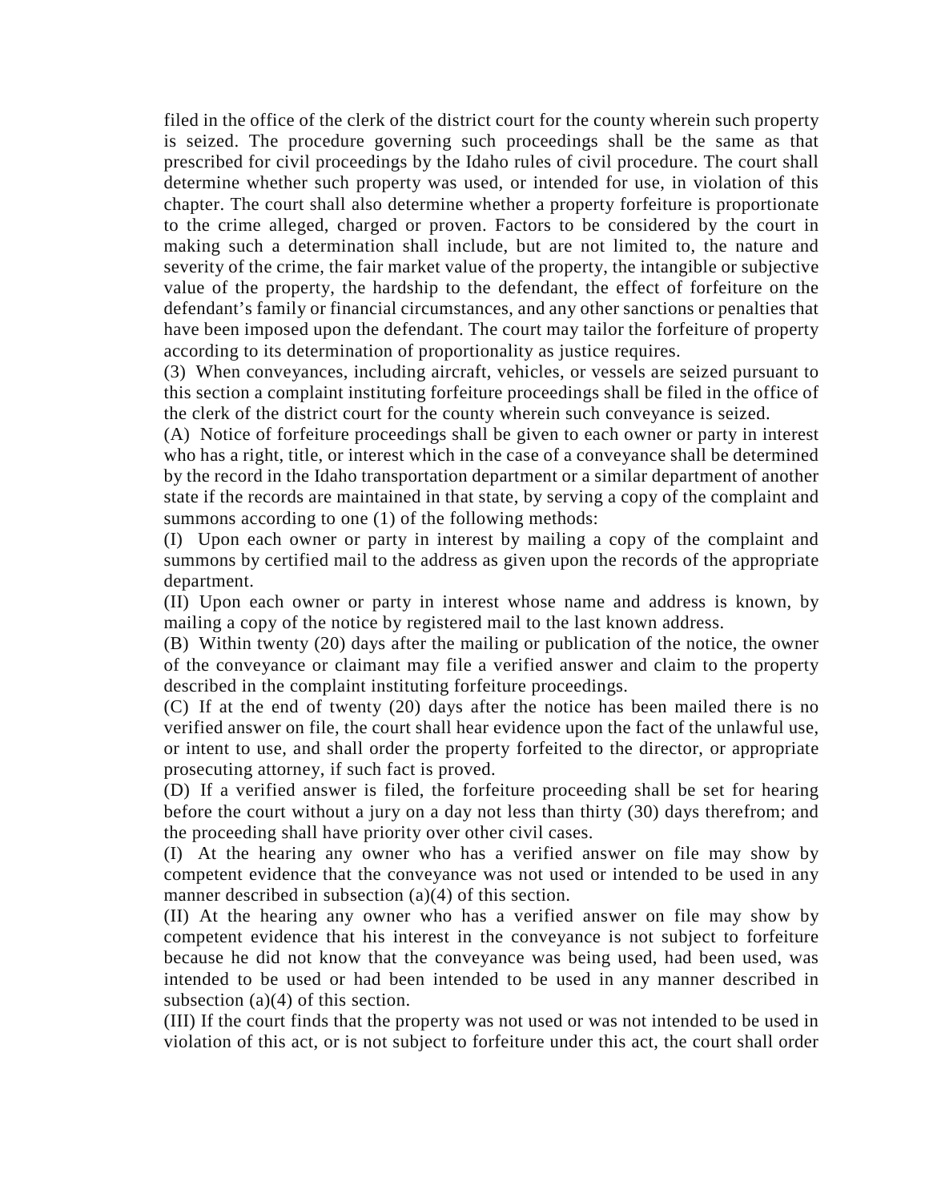filed in the office of the clerk of the district court for the county wherein such property is seized. The procedure governing such proceedings shall be the same as that prescribed for civil proceedings by the Idaho rules of civil procedure. The court shall determine whether such property was used, or intended for use, in violation of this chapter. The court shall also determine whether a property forfeiture is proportionate to the crime alleged, charged or proven. Factors to be considered by the court in making such a determination shall include, but are not limited to, the nature and severity of the crime, the fair market value of the property, the intangible or subjective value of the property, the hardship to the defendant, the effect of forfeiture on the defendant's family or financial circumstances, and any other sanctions or penalties that have been imposed upon the defendant. The court may tailor the forfeiture of property according to its determination of proportionality as justice requires.

(3) When conveyances, including aircraft, vehicles, or vessels are seized pursuant to this section a complaint instituting forfeiture proceedings shall be filed in the office of the clerk of the district court for the county wherein such conveyance is seized.

(A) Notice of forfeiture proceedings shall be given to each owner or party in interest who has a right, title, or interest which in the case of a conveyance shall be determined by the record in the Idaho transportation department or a similar department of another state if the records are maintained in that state, by serving a copy of the complaint and summons according to one (1) of the following methods:

(I) Upon each owner or party in interest by mailing a copy of the complaint and summons by certified mail to the address as given upon the records of the appropriate department.

(II) Upon each owner or party in interest whose name and address is known, by mailing a copy of the notice by registered mail to the last known address.

(B) Within twenty (20) days after the mailing or publication of the notice, the owner of the conveyance or claimant may file a verified answer and claim to the property described in the complaint instituting forfeiture proceedings.

(C) If at the end of twenty (20) days after the notice has been mailed there is no verified answer on file, the court shall hear evidence upon the fact of the unlawful use, or intent to use, and shall order the property forfeited to the director, or appropriate prosecuting attorney, if such fact is proved.

(D) If a verified answer is filed, the forfeiture proceeding shall be set for hearing before the court without a jury on a day not less than thirty (30) days therefrom; and the proceeding shall have priority over other civil cases.

(I) At the hearing any owner who has a verified answer on file may show by competent evidence that the conveyance was not used or intended to be used in any manner described in subsection (a)(4) of this section.

(II) At the hearing any owner who has a verified answer on file may show by competent evidence that his interest in the conveyance is not subject to forfeiture because he did not know that the conveyance was being used, had been used, was intended to be used or had been intended to be used in any manner described in subsection (a)(4) of this section.

(III) If the court finds that the property was not used or was not intended to be used in violation of this act, or is not subject to forfeiture under this act, the court shall order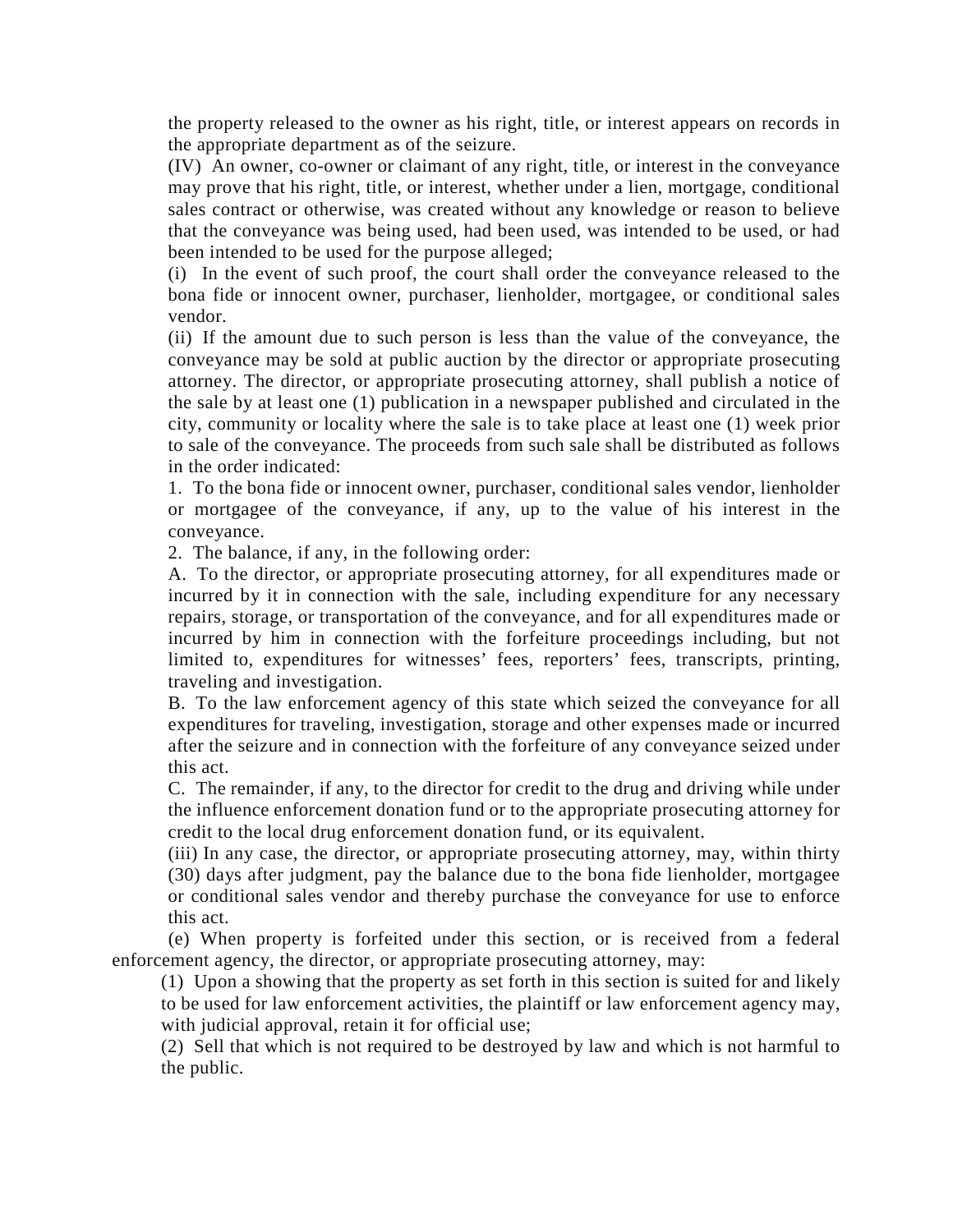the property released to the owner as his right, title, or interest appears on records in the appropriate department as of the seizure.

(IV) An owner, co-owner or claimant of any right, title, or interest in the conveyance may prove that his right, title, or interest, whether under a lien, mortgage, conditional sales contract or otherwise, was created without any knowledge or reason to believe that the conveyance was being used, had been used, was intended to be used, or had been intended to be used for the purpose alleged;

(i) In the event of such proof, the court shall order the conveyance released to the bona fide or innocent owner, purchaser, lienholder, mortgagee, or conditional sales vendor.

(ii) If the amount due to such person is less than the value of the conveyance, the conveyance may be sold at public auction by the director or appropriate prosecuting attorney. The director, or appropriate prosecuting attorney, shall publish a notice of the sale by at least one (1) publication in a newspaper published and circulated in the city, community or locality where the sale is to take place at least one (1) week prior to sale of the conveyance. The proceeds from such sale shall be distributed as follows in the order indicated:

1. To the bona fide or innocent owner, purchaser, conditional sales vendor, lienholder or mortgagee of the conveyance, if any, up to the value of his interest in the conveyance.

2. The balance, if any, in the following order:

A. To the director, or appropriate prosecuting attorney, for all expenditures made or incurred by it in connection with the sale, including expenditure for any necessary repairs, storage, or transportation of the conveyance, and for all expenditures made or incurred by him in connection with the forfeiture proceedings including, but not limited to, expenditures for witnesses' fees, reporters' fees, transcripts, printing, traveling and investigation.

B. To the law enforcement agency of this state which seized the conveyance for all expenditures for traveling, investigation, storage and other expenses made or incurred after the seizure and in connection with the forfeiture of any conveyance seized under this act.

C. The remainder, if any, to the director for credit to the drug and driving while under the influence enforcement donation fund or to the appropriate prosecuting attorney for credit to the local drug enforcement donation fund, or its equivalent.

(iii) In any case, the director, or appropriate prosecuting attorney, may, within thirty (30) days after judgment, pay the balance due to the bona fide lienholder, mortgagee or conditional sales vendor and thereby purchase the conveyance for use to enforce this act.

(e) When property is forfeited under this section, or is received from a federal enforcement agency, the director, or appropriate prosecuting attorney, may:

(1) Upon a showing that the property as set forth in this section is suited for and likely to be used for law enforcement activities, the plaintiff or law enforcement agency may, with judicial approval, retain it for official use;

(2) Sell that which is not required to be destroyed by law and which is not harmful to the public.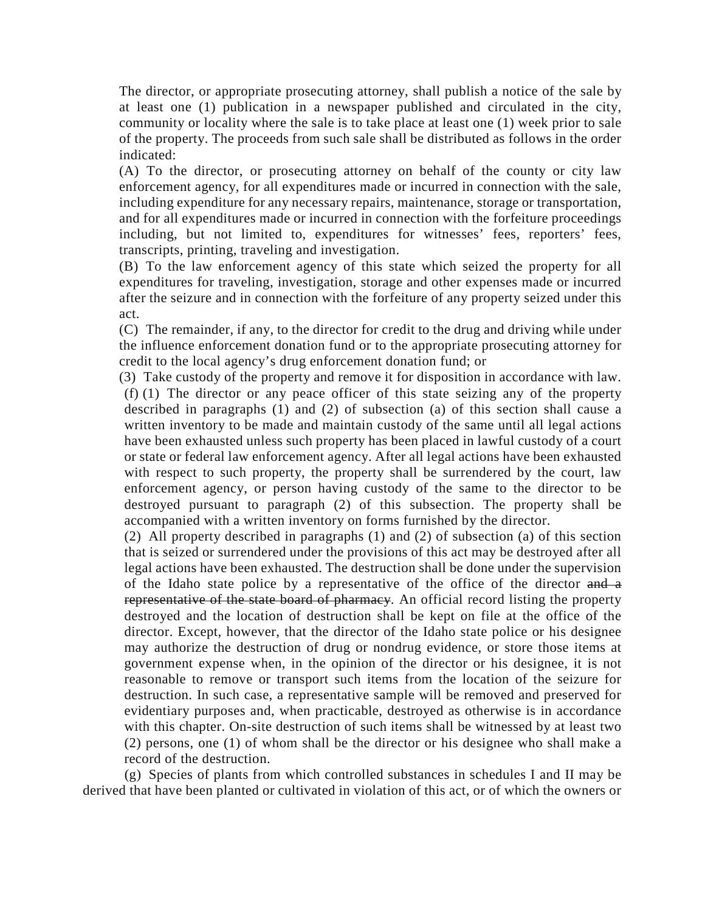The director, or appropriate prosecuting attorney, shall publish a notice of the sale by at least one (1) publication in a newspaper published and circulated in the city, community or locality where the sale is to take place at least one (1) week prior to sale of the property. The proceeds from such sale shall be distributed as follows in the order indicated:

(A) To the director, or prosecuting attorney on behalf of the county or city law enforcement agency, for all expenditures made or incurred in connection with the sale, including expenditure for any necessary repairs, maintenance, storage or transportation, and for all expenditures made or incurred in connection with the forfeiture proceedings including, but not limited to, expenditures for witnesses' fees, reporters' fees, transcripts, printing, traveling and investigation.

(B) To the law enforcement agency of this state which seized the property for all expenditures for traveling, investigation, storage and other expenses made or incurred after the seizure and in connection with the forfeiture of any property seized under this act.

(C) The remainder, if any, to the director for credit to the drug and driving while under the influence enforcement donation fund or to the appropriate prosecuting attorney for credit to the local agency's drug enforcement donation fund; or

(3) Take custody of the property and remove it for disposition in accordance with law.

(f) (1) The director or any peace officer of this state seizing any of the property described in paragraphs (1) and (2) of subsection (a) of this section shall cause a written inventory to be made and maintain custody of the same until all legal actions have been exhausted unless such property has been placed in lawful custody of a court or state or federal law enforcement agency. After all legal actions have been exhausted with respect to such property, the property shall be surrendered by the court, law enforcement agency, or person having custody of the same to the director to be destroyed pursuant to paragraph (2) of this subsection. The property shall be accompanied with a written inventory on forms furnished by the director.

(2) All property described in paragraphs (1) and (2) of subsection (a) of this section that is seized or surrendered under the provisions of this act may be destroyed after all legal actions have been exhausted. The destruction shall be done under the supervision of the Idaho state police by a representative of the office of the director ~~and a representative of the state board of pharmacy~~. An official record listing the property destroyed and the location of destruction shall be kept on file at the office of the director. Except, however, that the director of the Idaho state police or his designee may authorize the destruction of drug or nondrug evidence, or store those items at government expense when, in the opinion of the director or his designee, it is not reasonable to remove or transport such items from the location of the seizure for destruction. In such case, a representative sample will be removed and preserved for evidentiary purposes and, when practicable, destroyed as otherwise is in accordance with this chapter. On-site destruction of such items shall be witnessed by at least two (2) persons, one (1) of whom shall be the director or his designee who shall make a record of the destruction.

(g) Species of plants from which controlled substances in schedules I and II may be derived that have been planted or cultivated in violation of this act, or of which the owners or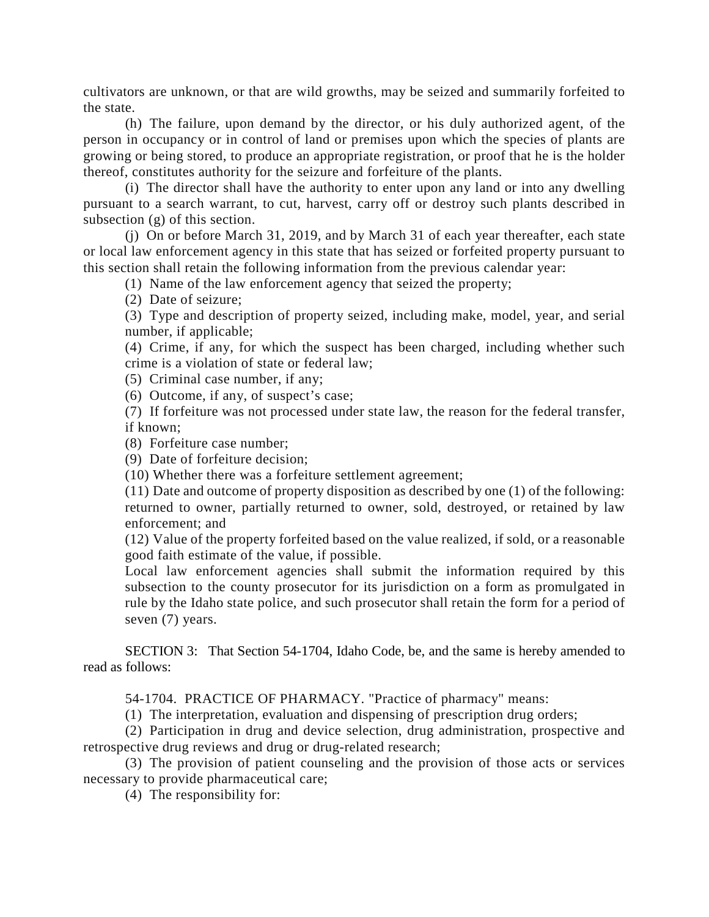cultivators are unknown, or that are wild growths, may be seized and summarily forfeited to the state.

(h) The failure, upon demand by the director, or his duly authorized agent, of the person in occupancy or in control of land or premises upon which the species of plants are growing or being stored, to produce an appropriate registration, or proof that he is the holder thereof, constitutes authority for the seizure and forfeiture of the plants.

(i) The director shall have the authority to enter upon any land or into any dwelling pursuant to a search warrant, to cut, harvest, carry off or destroy such plants described in subsection (g) of this section.

(j) On or before March 31, 2019, and by March 31 of each year thereafter, each state or local law enforcement agency in this state that has seized or forfeited property pursuant to this section shall retain the following information from the previous calendar year:

(1) Name of the law enforcement agency that seized the property;

(2) Date of seizure;

(3) Type and description of property seized, including make, model, year, and serial number, if applicable;

(4) Crime, if any, for which the suspect has been charged, including whether such crime is a violation of state or federal law;

(5) Criminal case number, if any;

(6) Outcome, if any, of suspect's case;

(7) If forfeiture was not processed under state law, the reason for the federal transfer, if known;

(8) Forfeiture case number;

(9) Date of forfeiture decision;

(10) Whether there was a forfeiture settlement agreement;

(11) Date and outcome of property disposition as described by one (1) of the following: returned to owner, partially returned to owner, sold, destroyed, or retained by law enforcement; and

(12) Value of the property forfeited based on the value realized, if sold, or a reasonable good faith estimate of the value, if possible.

Local law enforcement agencies shall submit the information required by this subsection to the county prosecutor for its jurisdiction on a form as promulgated in rule by the Idaho state police, and such prosecutor shall retain the form for a period of seven (7) years.

SECTION 3: That Section 54-1704, Idaho Code, be, and the same is hereby amended to read as follows:

54-1704. PRACTICE OF PHARMACY. "Practice of pharmacy" means:

(1) The interpretation, evaluation and dispensing of prescription drug orders;

(2) Participation in drug and device selection, drug administration, prospective and retrospective drug reviews and drug or drug-related research;

(3) The provision of patient counseling and the provision of those acts or services necessary to provide pharmaceutical care;

(4) The responsibility for: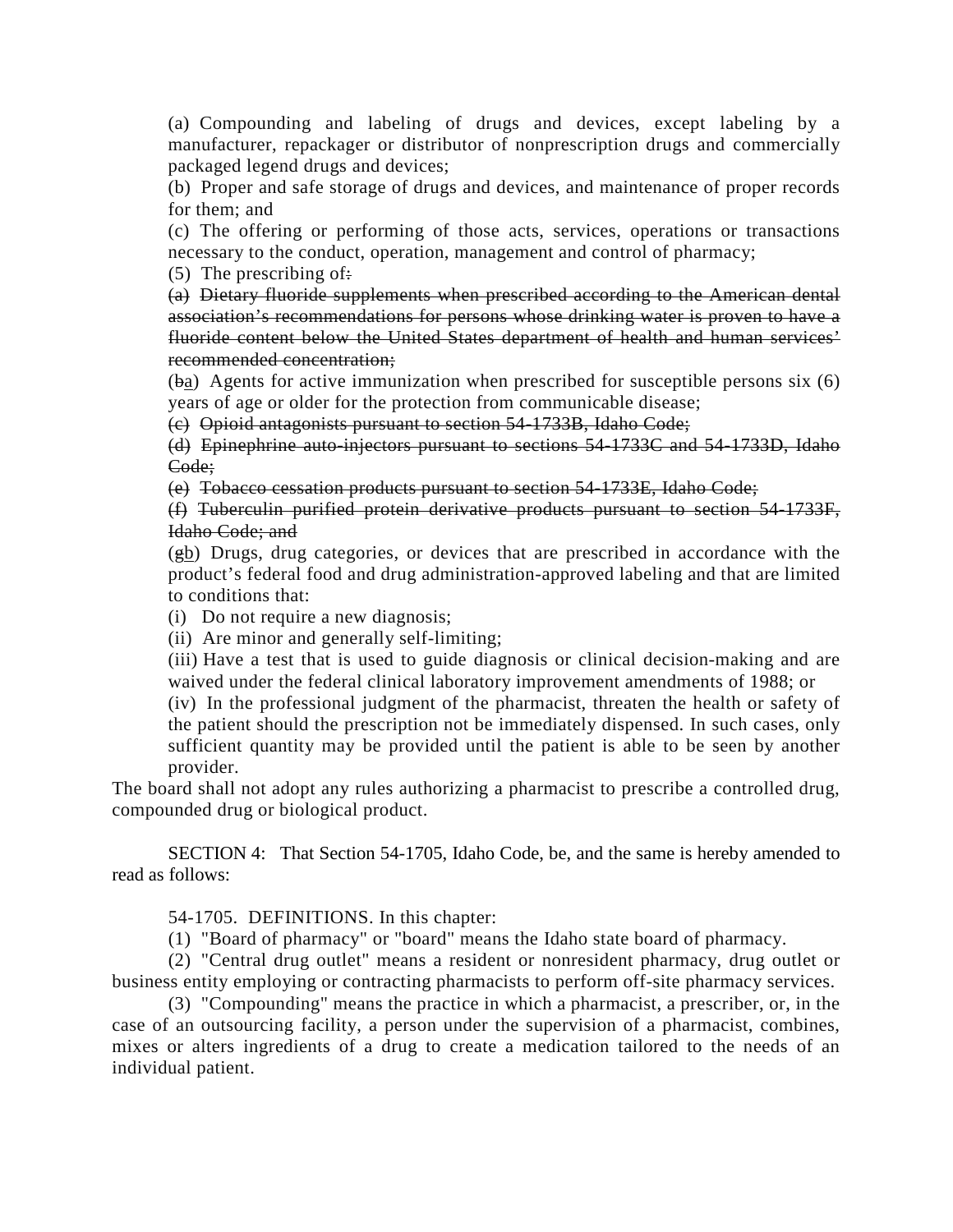(a) Compounding and labeling of drugs and devices, except labeling by a manufacturer, repackager or distributor of nonprescription drugs and commercially packaged legend drugs and devices;

(b) Proper and safe storage of drugs and devices, and maintenance of proper records for them; and

(c) The offering or performing of those acts, services, operations or transactions necessary to the conduct, operation, management and control of pharmacy;

(5) The prescribing of~~:~~

~~(a) Dietary fluoride supplements when prescribed according to the American dental association's recommendations for persons whose drinking water is proven to have a fluoride content below the United States department of health and human services' recommended concentration;~~

(~~b~~a) Agents for active immunization when prescribed for susceptible persons six (6) years of age or older for the protection from communicable disease;

~~(c) Opioid antagonists pursuant to section 54-1733B, Idaho Code;~~

~~(d) Epinephrine auto-injectors pursuant to sections 54-1733C and 54-1733D, Idaho Code;~~

~~(e) Tobacco cessation products pursuant to section 54-1733E, Idaho Code;~~

~~(f) Tuberculin purified protein derivative products pursuant to section 54-1733F, Idaho Code; and~~

(~~g~~b) Drugs, drug categories, or devices that are prescribed in accordance with the product's federal food and drug administration-approved labeling and that are limited to conditions that:

(i) Do not require a new diagnosis;

(ii) Are minor and generally self-limiting;

(iii) Have a test that is used to guide diagnosis or clinical decision-making and are waived under the federal clinical laboratory improvement amendments of 1988; or

(iv) In the professional judgment of the pharmacist, threaten the health or safety of the patient should the prescription not be immediately dispensed. In such cases, only sufficient quantity may be provided until the patient is able to be seen by another provider.

The board shall not adopt any rules authorizing a pharmacist to prescribe a controlled drug, compounded drug or biological product.

SECTION 4: That Section 54-1705, Idaho Code, be, and the same is hereby amended to read as follows:

54-1705. DEFINITIONS. In this chapter:

(1) "Board of pharmacy" or "board" means the Idaho state board of pharmacy.

(2) "Central drug outlet" means a resident or nonresident pharmacy, drug outlet or business entity employing or contracting pharmacists to perform off-site pharmacy services.

(3) "Compounding" means the practice in which a pharmacist, a prescriber, or, in the case of an outsourcing facility, a person under the supervision of a pharmacist, combines, mixes or alters ingredients of a drug to create a medication tailored to the needs of an individual patient.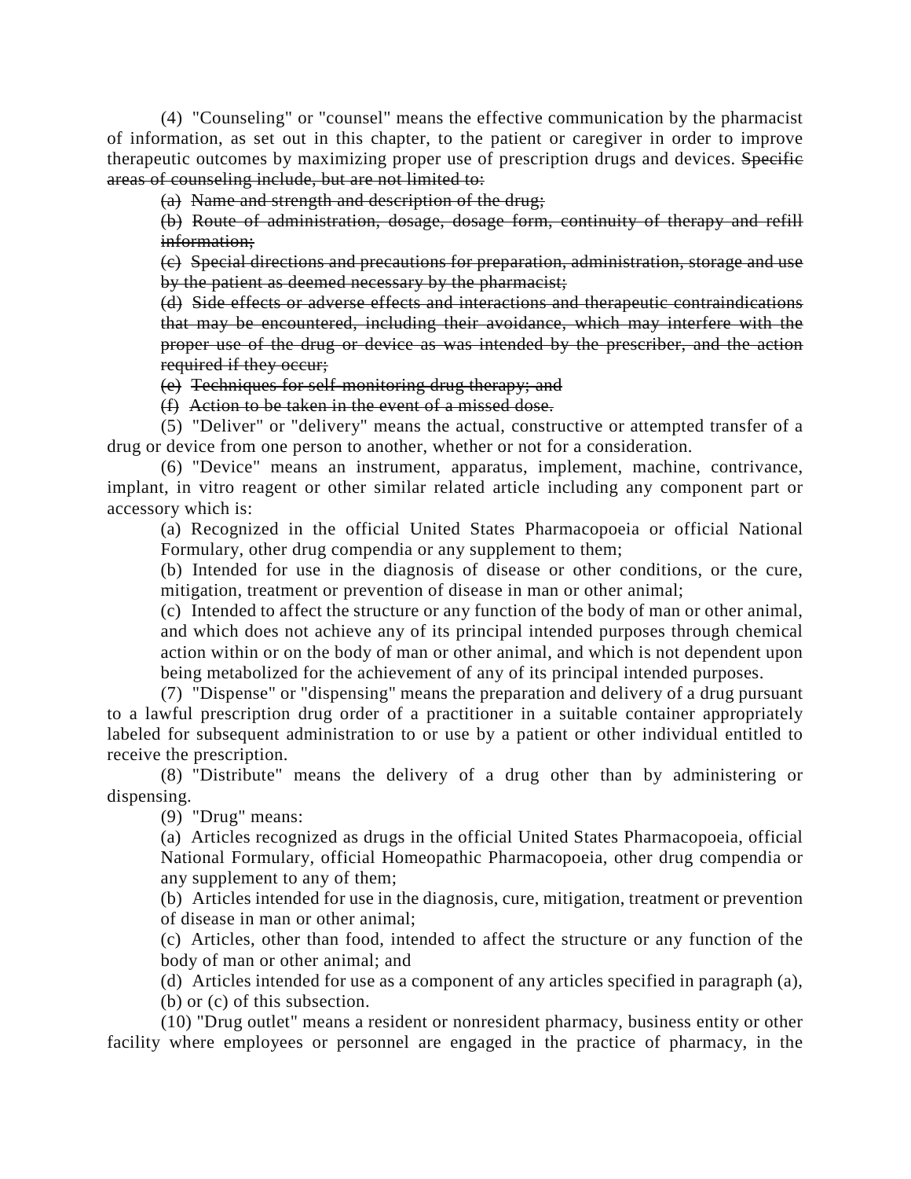(4) "Counseling" or "counsel" means the effective communication by the pharmacist of information, as set out in this chapter, to the patient or caregiver in order to improve therapeutic outcomes by maximizing proper use of prescription drugs and devices. ~~Specific areas of counseling include, but are not limited to:~~

~~(a) Name and strength and description of the drug;~~

~~(b) Route of administration, dosage, dosage form, continuity of therapy and refill information;~~

~~(c) Special directions and precautions for preparation, administration, storage and use by the patient as deemed necessary by the pharmacist;~~

~~(d) Side effects or adverse effects and interactions and therapeutic contraindications that may be encountered, including their avoidance, which may interfere with the proper use of the drug or device as was intended by the prescriber, and the action required if they occur;~~

~~(e) Techniques for self-monitoring drug therapy; and~~

~~(f) Action to be taken in the event of a missed dose.~~

(5) "Deliver" or "delivery" means the actual, constructive or attempted transfer of a drug or device from one person to another, whether or not for a consideration.

(6) "Device" means an instrument, apparatus, implement, machine, contrivance, implant, in vitro reagent or other similar related article including any component part or accessory which is:

(a) Recognized in the official United States Pharmacopoeia or official National Formulary, other drug compendia or any supplement to them;

(b) Intended for use in the diagnosis of disease or other conditions, or the cure, mitigation, treatment or prevention of disease in man or other animal;

(c) Intended to affect the structure or any function of the body of man or other animal, and which does not achieve any of its principal intended purposes through chemical action within or on the body of man or other animal, and which is not dependent upon being metabolized for the achievement of any of its principal intended purposes.

(7) "Dispense" or "dispensing" means the preparation and delivery of a drug pursuant to a lawful prescription drug order of a practitioner in a suitable container appropriately labeled for subsequent administration to or use by a patient or other individual entitled to receive the prescription.

(8) "Distribute" means the delivery of a drug other than by administering or dispensing.

(9) "Drug" means:

(a) Articles recognized as drugs in the official United States Pharmacopoeia, official National Formulary, official Homeopathic Pharmacopoeia, other drug compendia or any supplement to any of them;

(b) Articles intended for use in the diagnosis, cure, mitigation, treatment or prevention of disease in man or other animal;

(c) Articles, other than food, intended to affect the structure or any function of the body of man or other animal; and

(d) Articles intended for use as a component of any articles specified in paragraph (a), (b) or (c) of this subsection.

(10) "Drug outlet" means a resident or nonresident pharmacy, business entity or other facility where employees or personnel are engaged in the practice of pharmacy, in the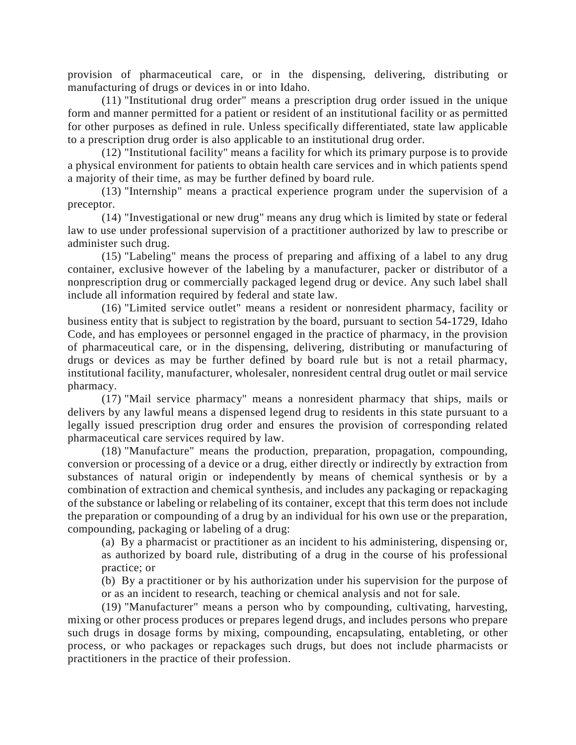provision of pharmaceutical care, or in the dispensing, delivering, distributing or manufacturing of drugs or devices in or into Idaho.

(11) "Institutional drug order" means a prescription drug order issued in the unique form and manner permitted for a patient or resident of an institutional facility or as permitted for other purposes as defined in rule. Unless specifically differentiated, state law applicable to a prescription drug order is also applicable to an institutional drug order.

(12) "Institutional facility" means a facility for which its primary purpose is to provide a physical environment for patients to obtain health care services and in which patients spend a majority of their time, as may be further defined by board rule.

(13) "Internship" means a practical experience program under the supervision of a preceptor.

(14) "Investigational or new drug" means any drug which is limited by state or federal law to use under professional supervision of a practitioner authorized by law to prescribe or administer such drug.

(15) "Labeling" means the process of preparing and affixing of a label to any drug container, exclusive however of the labeling by a manufacturer, packer or distributor of a nonprescription drug or commercially packaged legend drug or device. Any such label shall include all information required by federal and state law.

(16) "Limited service outlet" means a resident or nonresident pharmacy, facility or business entity that is subject to registration by the board, pursuant to section 54-1729, Idaho Code, and has employees or personnel engaged in the practice of pharmacy, in the provision of pharmaceutical care, or in the dispensing, delivering, distributing or manufacturing of drugs or devices as may be further defined by board rule but is not a retail pharmacy, institutional facility, manufacturer, wholesaler, nonresident central drug outlet or mail service pharmacy.

(17) "Mail service pharmacy" means a nonresident pharmacy that ships, mails or delivers by any lawful means a dispensed legend drug to residents in this state pursuant to a legally issued prescription drug order and ensures the provision of corresponding related pharmaceutical care services required by law.

(18) "Manufacture" means the production, preparation, propagation, compounding, conversion or processing of a device or a drug, either directly or indirectly by extraction from substances of natural origin or independently by means of chemical synthesis or by a combination of extraction and chemical synthesis, and includes any packaging or repackaging of the substance or labeling or relabeling of its container, except that this term does not include the preparation or compounding of a drug by an individual for his own use or the preparation, compounding, packaging or labeling of a drug:

(a) By a pharmacist or practitioner as an incident to his administering, dispensing or, as authorized by board rule, distributing of a drug in the course of his professional practice; or

(b) By a practitioner or by his authorization under his supervision for the purpose of or as an incident to research, teaching or chemical analysis and not for sale.

(19) "Manufacturer" means a person who by compounding, cultivating, harvesting, mixing or other process produces or prepares legend drugs, and includes persons who prepare such drugs in dosage forms by mixing, compounding, encapsulating, entableting, or other process, or who packages or repackages such drugs, but does not include pharmacists or practitioners in the practice of their profession.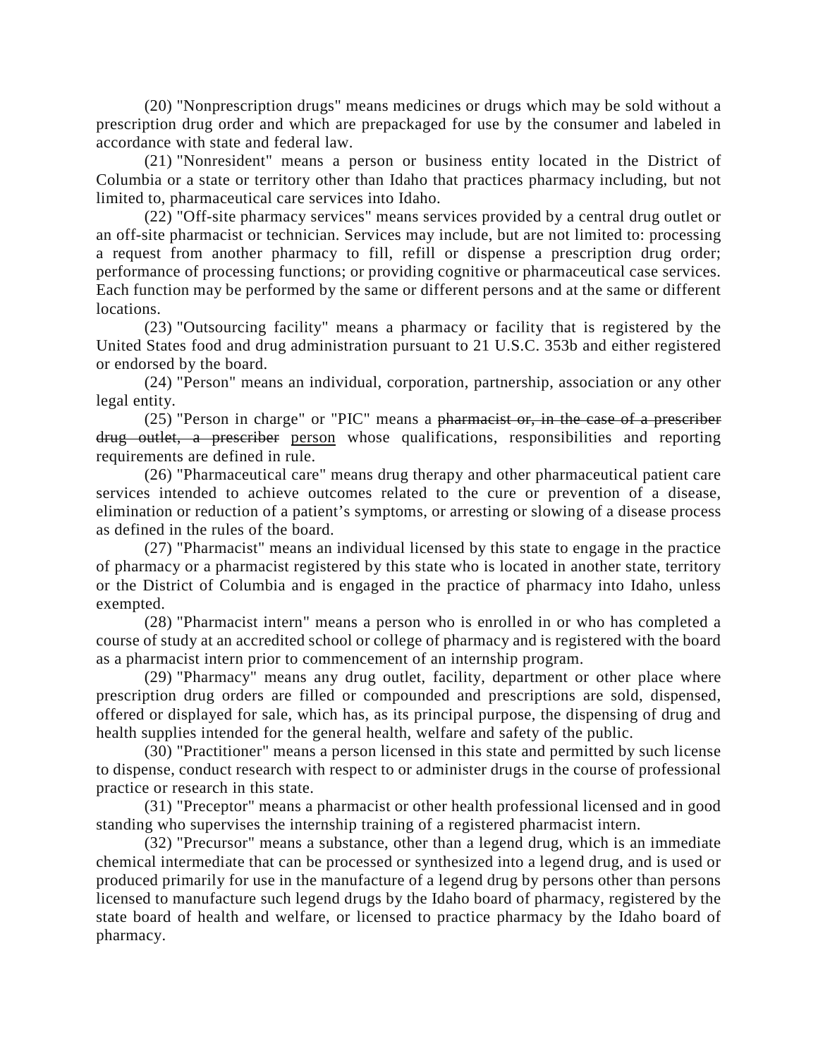(20) "Nonprescription drugs" means medicines or drugs which may be sold without a prescription drug order and which are prepackaged for use by the consumer and labeled in accordance with state and federal law.

(21) "Nonresident" means a person or business entity located in the District of Columbia or a state or territory other than Idaho that practices pharmacy including, but not limited to, pharmaceutical care services into Idaho.

(22) "Off-site pharmacy services" means services provided by a central drug outlet or an off-site pharmacist or technician. Services may include, but are not limited to: processing a request from another pharmacy to fill, refill or dispense a prescription drug order; performance of processing functions; or providing cognitive or pharmaceutical case services. Each function may be performed by the same or different persons and at the same or different locations.

(23) "Outsourcing facility" means a pharmacy or facility that is registered by the United States food and drug administration pursuant to 21 U.S.C. 353b and either registered or endorsed by the board.

(24) "Person" means an individual, corporation, partnership, association or any other legal entity.

(25) "Person in charge" or "PIC" means a ~~pharmacist or, in the case of a prescriber drug outlet, a prescriber~~ <u>person</u> whose qualifications, responsibilities and reporting requirements are defined in rule.

(26) "Pharmaceutical care" means drug therapy and other pharmaceutical patient care services intended to achieve outcomes related to the cure or prevention of a disease, elimination or reduction of a patient's symptoms, or arresting or slowing of a disease process as defined in the rules of the board.

(27) "Pharmacist" means an individual licensed by this state to engage in the practice of pharmacy or a pharmacist registered by this state who is located in another state, territory or the District of Columbia and is engaged in the practice of pharmacy into Idaho, unless exempted.

(28) "Pharmacist intern" means a person who is enrolled in or who has completed a course of study at an accredited school or college of pharmacy and is registered with the board as a pharmacist intern prior to commencement of an internship program.

(29) "Pharmacy" means any drug outlet, facility, department or other place where prescription drug orders are filled or compounded and prescriptions are sold, dispensed, offered or displayed for sale, which has, as its principal purpose, the dispensing of drug and health supplies intended for the general health, welfare and safety of the public.

(30) "Practitioner" means a person licensed in this state and permitted by such license to dispense, conduct research with respect to or administer drugs in the course of professional practice or research in this state.

(31) "Preceptor" means a pharmacist or other health professional licensed and in good standing who supervises the internship training of a registered pharmacist intern.

(32) "Precursor" means a substance, other than a legend drug, which is an immediate chemical intermediate that can be processed or synthesized into a legend drug, and is used or produced primarily for use in the manufacture of a legend drug by persons other than persons licensed to manufacture such legend drugs by the Idaho board of pharmacy, registered by the state board of health and welfare, or licensed to practice pharmacy by the Idaho board of pharmacy.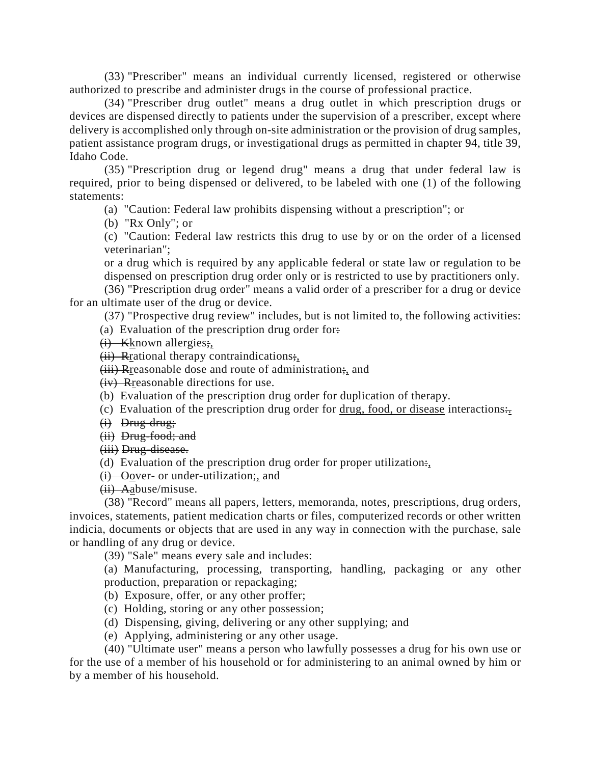(33) "Prescriber" means an individual currently licensed, registered or otherwise authorized to prescribe and administer drugs in the course of professional practice.

(34) "Prescriber drug outlet" means a drug outlet in which prescription drugs or devices are dispensed directly to patients under the supervision of a prescriber, except where delivery is accomplished only through on-site administration or the provision of drug samples, patient assistance program drugs, or investigational drugs as permitted in chapter 94, title 39, Idaho Code.

(35) "Prescription drug or legend drug" means a drug that under federal law is required, prior to being dispensed or delivered, to be labeled with one (1) of the following statements:

(a) "Caution: Federal law prohibits dispensing without a prescription"; or

(b) "Rx Only"; or

(c) "Caution: Federal law restricts this drug to use by or on the order of a licensed veterinarian";

or a drug which is required by any applicable federal or state law or regulation to be dispensed on prescription drug order only or is restricted to use by practitioners only.

(36) "Prescription drug order" means a valid order of a prescriber for a drug or device for an ultimate user of the drug or device.

(37) "Prospective drug review" includes, but is not limited to, the following activities:

(a) Evaluation of the prescription drug order for~~:~~

~~(i) K~~<u>k</u>nown allergies~~;~~<u>,</u>

~~(ii) R~~<u>r</u>ational therapy contraindications~~;~~<u>,</u>

~~(iii) R~~<u>r</u>easonable dose and route of administration~~;~~<u>,</u> and

~~(iv) R~~<u>r</u>easonable directions for use.

(b) Evaluation of the prescription drug order for duplication of therapy.

(c) Evaluation of the prescription drug order for <u>drug, food, or disease</u> interactions~~:~~<u>.</u>

~~(i) Drug-drug;~~

~~(ii) Drug-food; and~~

~~(iii) Drug-disease.~~

(d) Evaluation of the prescription drug order for proper utilization~~:~~<u>,</u>

~~(i) O~~<u>o</u>ver- or under-utilization~~;~~<u>,</u> and

~~(ii) A~~<u>a</u>buse/misuse.

(38) "Record" means all papers, letters, memoranda, notes, prescriptions, drug orders, invoices, statements, patient medication charts or files, computerized records or other written indicia, documents or objects that are used in any way in connection with the purchase, sale or handling of any drug or device.

(39) "Sale" means every sale and includes:

(a) Manufacturing, processing, transporting, handling, packaging or any other production, preparation or repackaging;

(b) Exposure, offer, or any other proffer;

(c) Holding, storing or any other possession;

(d) Dispensing, giving, delivering or any other supplying; and

(e) Applying, administering or any other usage.

(40) "Ultimate user" means a person who lawfully possesses a drug for his own use or for the use of a member of his household or for administering to an animal owned by him or by a member of his household.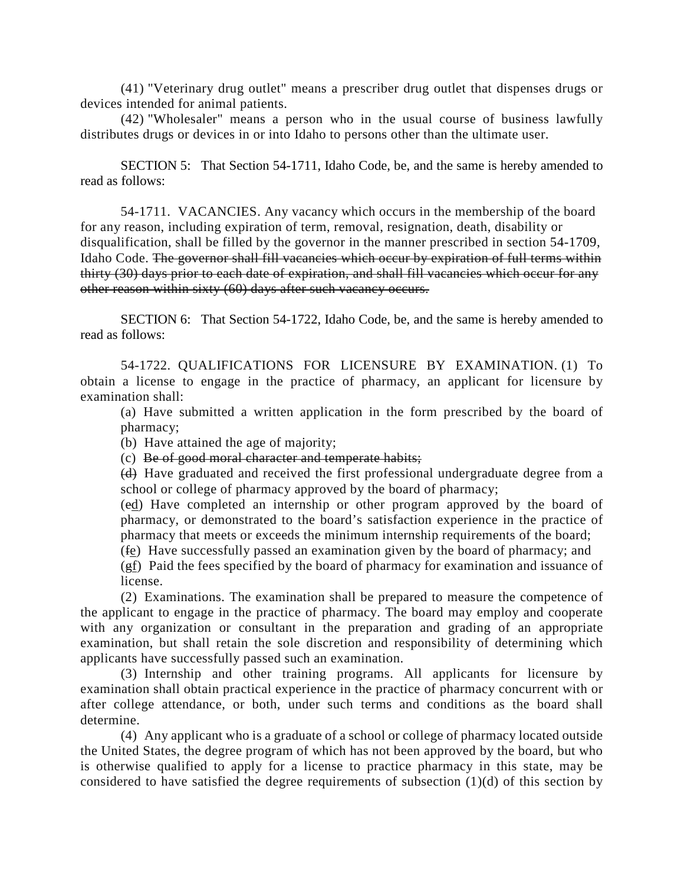(41) "Veterinary drug outlet" means a prescriber drug outlet that dispenses drugs or devices intended for animal patients.

(42) "Wholesaler" means a person who in the usual course of business lawfully distributes drugs or devices in or into Idaho to persons other than the ultimate user.

SECTION 5: That Section 54-1711, Idaho Code, be, and the same is hereby amended to read as follows:

54-1711. VACANCIES. Any vacancy which occurs in the membership of the board for any reason, including expiration of term, removal, resignation, death, disability or disqualification, shall be filled by the governor in the manner prescribed in section 54-1709, Idaho Code. ~~The governor shall fill vacancies which occur by expiration of full terms within thirty (30) days prior to each date of expiration, and shall fill vacancies which occur for any other reason within sixty (60) days after such vacancy occurs.~~

SECTION 6: That Section 54-1722, Idaho Code, be, and the same is hereby amended to read as follows:

54-1722. QUALIFICATIONS FOR LICENSURE BY EXAMINATION. (1) To obtain a license to engage in the practice of pharmacy, an applicant for licensure by examination shall:

(a) Have submitted a written application in the form prescribed by the board of pharmacy;

(b) Have attained the age of majority;

(c) ~~Be of good moral character and temperate habits;~~

~~(d)~~ Have graduated and received the first professional undergraduate degree from a school or college of pharmacy approved by the board of pharmacy;

(~~e~~<u>d</u>) Have completed an internship or other program approved by the board of pharmacy, or demonstrated to the board's satisfaction experience in the practice of pharmacy that meets or exceeds the minimum internship requirements of the board;

(~~f~~<u>e</u>) Have successfully passed an examination given by the board of pharmacy; and

(~~g~~<u>f</u>) Paid the fees specified by the board of pharmacy for examination and issuance of license.

(2) Examinations. The examination shall be prepared to measure the competence of the applicant to engage in the practice of pharmacy. The board may employ and cooperate with any organization or consultant in the preparation and grading of an appropriate examination, but shall retain the sole discretion and responsibility of determining which applicants have successfully passed such an examination.

(3) Internship and other training programs. All applicants for licensure by examination shall obtain practical experience in the practice of pharmacy concurrent with or after college attendance, or both, under such terms and conditions as the board shall determine.

(4) Any applicant who is a graduate of a school or college of pharmacy located outside the United States, the degree program of which has not been approved by the board, but who is otherwise qualified to apply for a license to practice pharmacy in this state, may be considered to have satisfied the degree requirements of subsection (1)(d) of this section by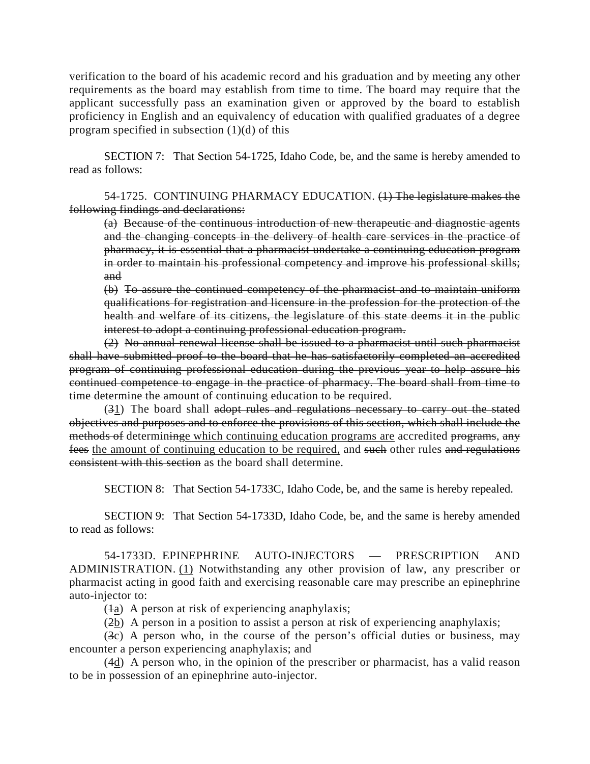verification to the board of his academic record and his graduation and by meeting any other requirements as the board may establish from time to time. The board may require that the applicant successfully pass an examination given or approved by the board to establish proficiency in English and an equivalency of education with qualified graduates of a degree program specified in subsection (1)(d) of this

SECTION 7: That Section 54-1725, Idaho Code, be, and the same is hereby amended to read as follows:

54-1725. CONTINUING PHARMACY EDUCATION. ~~(1) The legislature makes the following findings and declarations:~~

~~(a) Because of the continuous introduction of new therapeutic and diagnostic agents and the changing concepts in the delivery of health care services in the practice of pharmacy, it is essential that a pharmacist undertake a continuing education program in order to maintain his professional competency and improve his professional skills; and~~

~~(b) To assure the continued competency of the pharmacist and to maintain uniform qualifications for registration and licensure in the profession for the protection of the health and welfare of its citizens, the legislature of this state deems it in the public interest to adopt a continuing professional education program.~~

~~(2) No annual renewal license shall be issued to a pharmacist until such pharmacist shall have submitted proof to the board that he has satisfactorily completed an accredited program of continuing professional education during the previous year to help assure his continued competence to engage in the practice of pharmacy. The board shall from time to time determine the amount of continuing education to be required.~~

(~~3~~<u>1</u>) The board shall ~~adopt rules and regulations necessary to carry out the stated objectives and purposes and to enforce the provisions of this section, which shall include the methods of~~ determin~~ing~~<u>e which continuing education programs are</u> accredited ~~programs~~, ~~any fees~~ <u>the amount of continuing education to be required,</u> and ~~such~~ other rules ~~and regulations consistent with this section~~ as the board shall determine.

SECTION 8: That Section 54-1733C, Idaho Code, be, and the same is hereby repealed.

SECTION 9: That Section 54-1733D, Idaho Code, be, and the same is hereby amended to read as follows:

54-1733D. EPINEPHRINE AUTO-INJECTORS — PRESCRIPTION AND ADMINISTRATION. <u>(1)</u> Notwithstanding any other provision of law, any prescriber or pharmacist acting in good faith and exercising reasonable care may prescribe an epinephrine auto-injector to:

(~~1~~<u>a</u>) A person at risk of experiencing anaphylaxis;

(~~2~~<u>b</u>) A person in a position to assist a person at risk of experiencing anaphylaxis;

(~~3~~<u>c</u>) A person who, in the course of the person's official duties or business, may encounter a person experiencing anaphylaxis; and

(~~4~~<u>d</u>) A person who, in the opinion of the prescriber or pharmacist, has a valid reason to be in possession of an epinephrine auto-injector.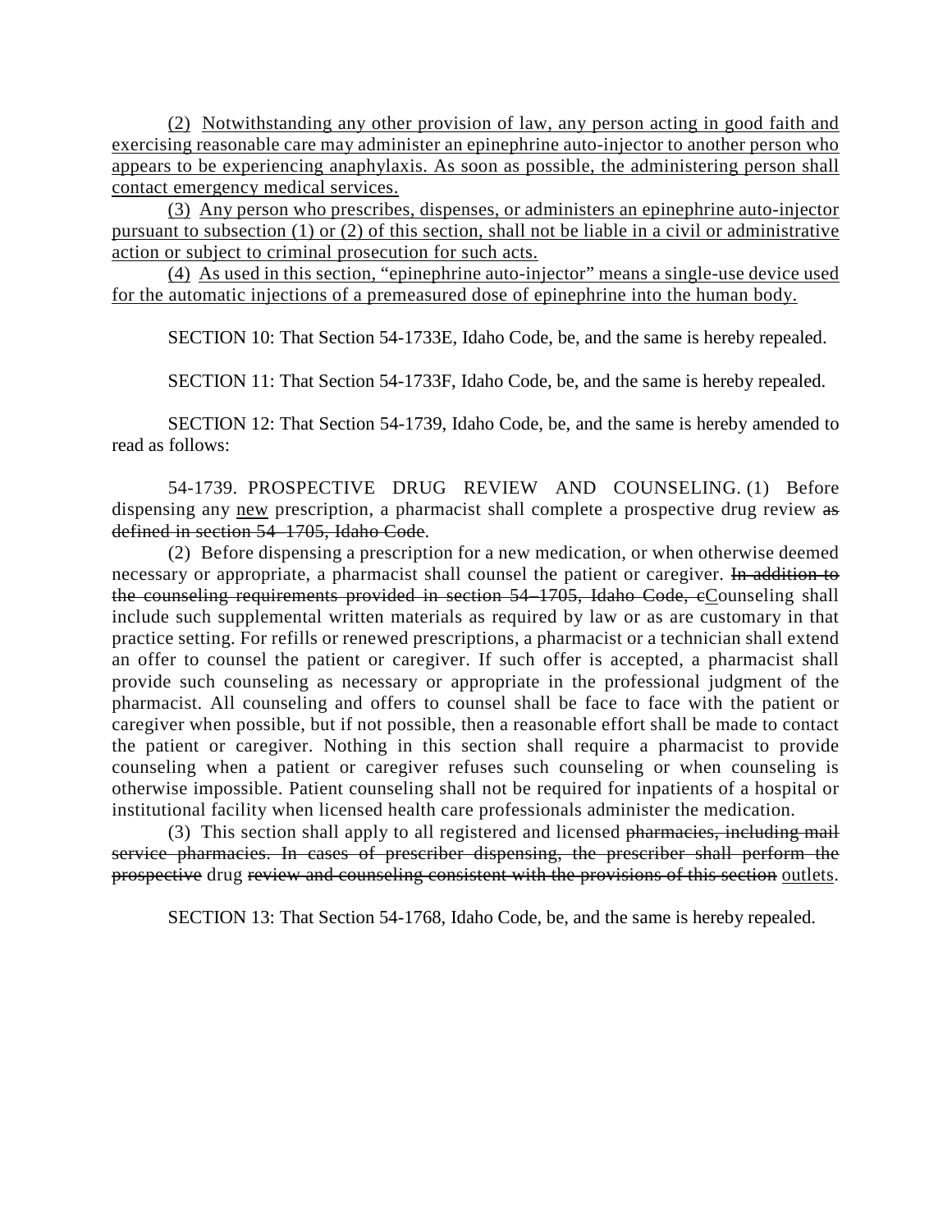(2) Notwithstanding any other provision of law, any person acting in good faith and exercising reasonable care may administer an epinephrine auto-injector to another person who appears to be experiencing anaphylaxis. As soon as possible, the administering person shall contact emergency medical services.

(3) Any person who prescribes, dispenses, or administers an epinephrine auto-injector pursuant to subsection (1) or (2) of this section, shall not be liable in a civil or administrative action or subject to criminal prosecution for such acts.

(4) As used in this section, "epinephrine auto-injector" means a single-use device used for the automatic injections of a premeasured dose of epinephrine into the human body.

SECTION 10: That Section 54-1733E, Idaho Code, be, and the same is hereby repealed.

SECTION 11: That Section 54-1733F, Idaho Code, be, and the same is hereby repealed.

SECTION 12: That Section 54-1739, Idaho Code, be, and the same is hereby amended to read as follows:

54-1739. PROSPECTIVE DRUG REVIEW AND COUNSELING. (1) Before dispensing any <u>new</u> prescription, a pharmacist shall complete a prospective drug review ~~as defined in section 54–1705, Idaho Code~~.

(2) Before dispensing a prescription for a new medication, or when otherwise deemed necessary or appropriate, a pharmacist shall counsel the patient or caregiver. ~~In addition to the counseling requirements provided in section 54–1705, Idaho Code, c~~<u>C</u>ounseling shall include such supplemental written materials as required by law or as are customary in that practice setting. For refills or renewed prescriptions, a pharmacist or a technician shall extend an offer to counsel the patient or caregiver. If such offer is accepted, a pharmacist shall provide such counseling as necessary or appropriate in the professional judgment of the pharmacist. All counseling and offers to counsel shall be face to face with the patient or caregiver when possible, but if not possible, then a reasonable effort shall be made to contact the patient or caregiver. Nothing in this section shall require a pharmacist to provide counseling when a patient or caregiver refuses such counseling or when counseling is otherwise impossible. Patient counseling shall not be required for inpatients of a hospital or institutional facility when licensed health care professionals administer the medication.

(3) This section shall apply to all registered and licensed ~~pharmacies, including mail service pharmacies. In cases of prescriber dispensing, the prescriber shall perform the prospective~~ drug ~~review and counseling consistent with the provisions of this section~~ <u>outlets</u>.

SECTION 13: That Section 54-1768, Idaho Code, be, and the same is hereby repealed.